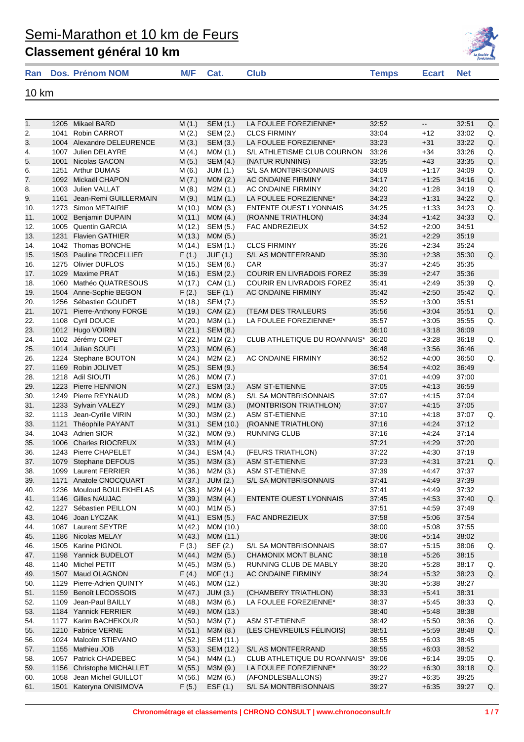# Semi-Marathon et 10 km de Feurs

## Classement général 10 km

### 10 km

| Ran | Dos. | Prénom NOM | M/F | Cat. | Club | Temps | Ecart | Net | |
|---|---|---|---|---|---|---|---|---|---|
| 1. | 1205 | Mikael BARD | M (1.) | SEM (1.) | LA FOULEE FOREZIENNE* | 32:52 | -- | 32:51 | Q. |
| 2. | 1041 | Robin CARROT | M (2.) | SEM (2.) | CLCS FIRMINY | 33:04 | +12 | 33:02 | Q. |
| 3. | 1004 | Alexandre DELEURENCE | M (3.) | SEM (3.) | LA FOULEE FOREZIENNE* | 33:23 | +31 | 33:22 | Q. |
| 4. | 1007 | Julien DELAYRE | M (4.) | M0M (1.) | S/L ATHLETISME CLUB COURNON | 33:26 | +34 | 33:26 | Q. |
| 5. | 1001 | Nicolas GACON | M (5.) | SEM (4.) | (NATUR RUNNING) | 33:35 | +43 | 33:35 | Q. |
| 6. | 1251 | Arthur DUMAS | M (6.) | JUM (1.) | S/L SA MONTBRISONNAIS | 34:09 | +1:17 | 34:09 | Q. |
| 7. | 1092 | Mickaël CHAPON | M (7.) | M0M (2.) | AC ONDAINE FIRMINY | 34:17 | +1:25 | 34:16 | Q. |
| 8. | 1003 | Julien VALLAT | M (8.) | M2M (1.) | AC ONDAINE FIRMINY | 34:20 | +1:28 | 34:19 | Q. |
| 9. | 1161 | Jean-Remi GUILLERMAIN | M (9.) | M1M (1.) | LA FOULEE FOREZIENNE* | 34:23 | +1:31 | 34:22 | Q. |
| 10. | 1273 | Simon METAIRIE | M (10.) | M0M (3.) | ENTENTE OUEST LYONNAIS | 34:25 | +1:33 | 34:23 | Q. |
| 11. | 1002 | Benjamin DUPAIN | M (11.) | M0M (4.) | (ROANNE TRIATHLON) | 34:34 | +1:42 | 34:33 | Q. |
| 12. | 1005 | Quentin GARCIA | M (12.) | SEM (5.) | FAC ANDREZIEUX | 34:52 | +2:00 | 34:51 | |
| 13. | 1231 | Flavien GATHIER | M (13.) | M0M (5.) | | 35:21 | +2:29 | 35:19 | |
| 14. | 1042 | Thomas BONCHE | M (14.) | ESM (1.) | CLCS FIRMINY | 35:26 | +2:34 | 35:24 | |
| 15. | 1503 | Pauline TROCELLIER | F (1.) | JUF (1.) | S/L AS MONTFERRAND | 35:30 | +2:38 | 35:30 | Q. |
| 16. | 1275 | Olivier DUFLOS | M (15.) | SEM (6.) | CAR | 35:37 | +2:45 | 35:35 | |
| 17. | 1029 | Maxime PRAT | M (16.) | ESM (2.) | COURIR EN LIVRADOIS FOREZ | 35:39 | +2:47 | 35:36 | |
| 18. | 1060 | Mathéo QUATRESOUS | M (17.) | CAM (1.) | COURIR EN LIVRADOIS FOREZ | 35:41 | +2:49 | 35:39 | Q. |
| 19. | 1504 | Anne-Sophie BEGON | F (2.) | SEF (1.) | AC ONDAINE FIRMINY | 35:42 | +2:50 | 35:42 | Q. |
| 20. | 1256 | Sébastien GOUDET | M (18.) | SEM (7.) | | 35:52 | +3:00 | 35:51 | |
| 21. | 1071 | Pierre-Anthony FORGE | M (19.) | CAM (2.) | (TEAM DES TRAILEURS | 35:56 | +3:04 | 35:51 | Q. |
| 22. | 1108 | Cyril DOUCE | M (20.) | M3M (1.) | LA FOULEE FOREZIENNE* | 35:57 | +3:05 | 35:55 | Q. |
| 23. | 1012 | Hugo VOIRIN | M (21.) | SEM (8.) | | 36:10 | +3:18 | 36:09 | |
| 24. | 1102 | Jérémy COPET | M (22.) | M1M (2.) | CLUB ATHLETIQUE DU ROANNAIS* | 36:20 | +3:28 | 36:18 | Q. |
| 25. | 1014 | Julian SOUFI | M (23.) | M0M (6.) | | 36:48 | +3:56 | 36:46 | |
| 26. | 1224 | Stephane BOUTON | M (24.) | M2M (2.) | AC ONDAINE FIRMINY | 36:52 | +4:00 | 36:50 | Q. |
| 27. | 1169 | Robin JOLIVET | M (25.) | SEM (9.) | | 36:54 | +4:02 | 36:49 | |
| 28. | 1218 | Adil SIOUTI | M (26.) | M0M (7.) | | 37:01 | +4:09 | 37:00 | |
| 29. | 1223 | Pierre HENNION | M (27.) | ESM (3.) | ASM ST-ETIENNE | 37:05 | +4:13 | 36:59 | |
| 30. | 1249 | Pierre REYNAUD | M (28.) | M0M (8.) | S/L SA MONTBRISONNAIS | 37:07 | +4:15 | 37:04 | |
| 31. | 1233 | Sylvain VALEZY | M (29.) | M1M (3.) | (MONTBRISON TRIATHLON) | 37:07 | +4:15 | 37:05 | |
| 32. | 1113 | Jean-Cyrille VIRIN | M (30.) | M3M (2.) | ASM ST-ETIENNE | 37:10 | +4:18 | 37:07 | Q. |
| 33. | 1121 | Théophile PAYANT | M (31.) | SEM (10.) | (ROANNE TRIATHLON) | 37:16 | +4:24 | 37:12 | |
| 34. | 1043 | Adrien SIOR | M (32.) | M0M (9.) | RUNNING CLUB | 37:16 | +4:24 | 37:14 | |
| 35. | 1006 | Charles RIOCREUX | M (33.) | M1M (4.) | | 37:21 | +4:29 | 37:20 | |
| 36. | 1243 | Pierre CHAPELET | M (34.) | ESM (4.) | (FEURS TRIATHLON) | 37:22 | +4:30 | 37:19 | |
| 37. | 1079 | Stephane DEFOUS | M (35.) | M3M (3.) | ASM ST-ETIENNE | 37:23 | +4:31 | 37:21 | Q. |
| 38. | 1099 | Laurent FERRIER | M (36.) | M2M (3.) | ASM ST-ETIENNE | 37:39 | +4:47 | 37:37 | |
| 39. | 1171 | Anatole CNOCQUART | M (37.) | JUM (2.) | S/L SA MONTBRISONNAIS | 37:41 | +4:49 | 37:39 | |
| 40. | 1236 | Mouloud BOULEKHELAS | M (38.) | M2M (4.) | | 37:41 | +4:49 | 37:32 | |
| 41. | 1146 | Gilles NAUJAC | M (39.) | M3M (4.) | ENTENTE OUEST LYONNAIS | 37:45 | +4:53 | 37:40 | Q. |
| 42. | 1227 | Sébastien PEILLON | M (40.) | M1M (5.) | | 37:51 | +4:59 | 37:49 | |
| 43. | 1046 | Joan LYCZAK | M (41.) | ESM (5.) | FAC ANDREZIEUX | 37:58 | +5:06 | 37:54 | |
| 44. | 1087 | Laurent SEYTRE | M (42.) | M0M (10.) | | 38:00 | +5:08 | 37:55 | |
| 45. | 1186 | Nicolas MELAY | M (43.) | M0M (11.) | | 38:06 | +5:14 | 38:02 | |
| 46. | 1505 | Karine PIGNOL | F (3.) | SEF (2.) | S/L SA MONTBRISONNAIS | 38:07 | +5:15 | 38:06 | Q. |
| 47. | 1198 | Yannick BUDELOT | M (44.) | M2M (5.) | CHAMONIX MONT BLANC | 38:18 | +5:26 | 38:15 | |
| 48. | 1140 | Michel PETIT | M (45.) | M3M (5.) | RUNNING CLUB DE MABLY | 38:20 | +5:28 | 38:17 | Q. |
| 49. | 1507 | Maud OLAGNON | F (4.) | M0F (1.) | AC ONDAINE FIRMINY | 38:24 | +5:32 | 38:23 | Q. |
| 50. | 1129 | Pierre-Adrien QUINTY | M (46.) | M0M (12.) | | 38:30 | +5:38 | 38:27 | |
| 51. | 1159 | Benoît LECOSSOIS | M (47.) | JUM (3.) | (CHAMBERY TRIATHLON) | 38:33 | +5:41 | 38:31 | |
| 52. | 1109 | Jean-Paul BAILLY | M (48.) | M3M (6.) | LA FOULEE FOREZIENNE* | 38:37 | +5:45 | 38:33 | Q. |
| 53. | 1184 | Yannick FERRIER | M (49.) | M0M (13.) | | 38:40 | +5:48 | 38:38 | |
| 54. | 1177 | Karim BACHEKOUR | M (50.) | M3M (7.) | ASM ST-ETIENNE | 38:42 | +5:50 | 38:36 | Q. |
| 55. | 1210 | Fabrice VERNE | M (51.) | M3M (8.) | (LES CHEVREUILS FÉLINOIS) | 38:51 | +5:59 | 38:48 | Q. |
| 56. | 1024 | Malcolm STIEVANO | M (52.) | SEM (11.) | | 38:55 | +6:03 | 38:45 | |
| 57. | 1155 | Mathieu JOB | M (53.) | SEM (12.) | S/L AS MONTFERRAND | 38:55 | +6:03 | 38:52 | |
| 58. | 1057 | Patrick CHADEBEC | M (54.) | M4M (1.) | CLUB ATHLETIQUE DU ROANNAIS* | 39:06 | +6:14 | 39:05 | Q. |
| 59. | 1156 | Christophe MICHALLET | M (55.) | M3M (9.) | LA FOULEE FOREZIENNE* | 39:22 | +6:30 | 39:18 | Q. |
| 60. | 1058 | Jean Michel GUILLOT | M (56.) | M2M (6.) | (AFONDLESBALLONS) | 39:27 | +6:35 | 39:25 | |
| 61. | 1501 | Kateryna ONISIMOVA | F (5.) | ESF (1.) | S/L SA MONTBRISONNAIS | 39:27 | +6:35 | 39:27 | Q. |

Chronométrage et classements | CHRONO CONSULT | www.chronoconsult.fr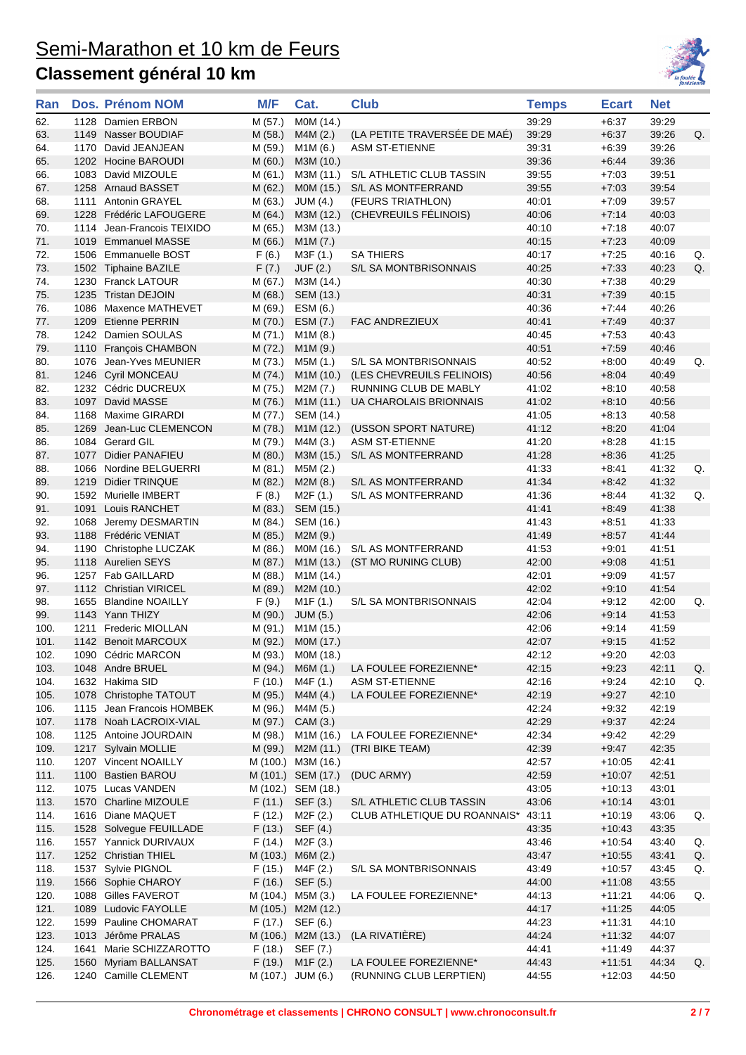# Semi-Marathon et 10 km de Feurs

## Classement général 10 km

| Ran | Dos. | Prénom NOM | M/F | Cat. | Club | Temps | Ecart | Net | |
|---|---|---|---|---|---|---|---|---|---|
| 62. | 1128 | Damien ERBON | M (57.) | M0M (14.) | | 39:29 | +6:37 | 39:29 | |
| 63. | 1149 | Nasser BOUDIAF | M (58.) | M4M (2.) | (LA PETITE TRAVERSÉE DE MAÉ) | 39:29 | +6:37 | 39:26 | Q. |
| 64. | 1170 | David JEANJEAN | M (59.) | M1M (6.) | ASM ST-ETIENNE | 39:31 | +6:39 | 39:26 | |
| 65. | 1202 | Hocine BAROUDI | M (60.) | M3M (10.) | | 39:36 | +6:44 | 39:36 | |
| 66. | 1083 | David MIZOULE | M (61.) | M3M (11.) | S/L ATHLETIC CLUB TASSIN | 39:55 | +7:03 | 39:51 | |
| 67. | 1258 | Arnaud BASSET | M (62.) | M0M (15.) | S/L AS MONTFERRAND | 39:55 | +7:03 | 39:54 | |
| 68. | 1111 | Antonin GRAYEL | M (63.) | JUM (4.) | (FEURS TRIATHLON) | 40:01 | +7:09 | 39:57 | |
| 69. | 1228 | Frédéric LAFOUGERE | M (64.) | M3M (12.) | (CHEVREUILS FÉLINOIS) | 40:06 | +7:14 | 40:03 | |
| 70. | 1114 | Jean-Francois TEIXIDO | M (65.) | M3M (13.) | | 40:10 | +7:18 | 40:07 | |
| 71. | 1019 | Emmanuel MASSE | M (66.) | M1M (7.) | | 40:15 | +7:23 | 40:09 | |
| 72. | 1506 | Emmanuelle BOST | F (6.) | M3F (1.) | SA THIERS | 40:17 | +7:25 | 40:16 | Q. |
| 73. | 1502 | Tiphaine BAZILE | F (7.) | JUF (2.) | S/L SA MONTBRISONNAIS | 40:25 | +7:33 | 40:23 | Q. |
| 74. | 1230 | Franck LATOUR | M (67.) | M3M (14.) | | 40:30 | +7:38 | 40:29 | |
| 75. | 1235 | Tristan DEJOIN | M (68.) | SEM (13.) | | 40:31 | +7:39 | 40:15 | |
| 76. | 1086 | Maxence MATHEVET | M (69.) | ESM (6.) | | 40:36 | +7:44 | 40:26 | |
| 77. | 1209 | Etienne PERRIN | M (70.) | ESM (7.) | FAC ANDREZIEUX | 40:41 | +7:49 | 40:37 | |
| 78. | 1242 | Damien SOULAS | M (71.) | M1M (8.) | | 40:45 | +7:53 | 40:43 | |
| 79. | 1110 | François CHAMBON | M (72.) | M1M (9.) | | 40:51 | +7:59 | 40:46 | |
| 80. | 1076 | Jean-Yves MEUNIER | M (73.) | M5M (1.) | S/L SA MONTBRISONNAIS | 40:52 | +8:00 | 40:49 | Q. |
| 81. | 1246 | Cyril MONCEAU | M (74.) | M1M (10.) | (LES CHEVREUILS FELINOIS) | 40:56 | +8:04 | 40:49 | |
| 82. | 1232 | Cédric DUCREUX | M (75.) | M2M (7.) | RUNNING CLUB DE MABLY | 41:02 | +8:10 | 40:58 | |
| 83. | 1097 | David MASSE | M (76.) | M1M (11.) | UA CHAROLAIS BRIONNAIS | 41:02 | +8:10 | 40:56 | |
| 84. | 1168 | Maxime GIRARDI | M (77.) | SEM (14.) | | 41:05 | +8:13 | 40:58 | |
| 85. | 1269 | Jean-Luc CLEMENCON | M (78.) | M1M (12.) | (USSON SPORT NATURE) | 41:12 | +8:20 | 41:04 | |
| 86. | 1084 | Gerard GIL | M (79.) | M4M (3.) | ASM ST-ETIENNE | 41:20 | +8:28 | 41:15 | |
| 87. | 1077 | Didier PANAFIEU | M (80.) | M3M (15.) | S/L AS MONTFERRAND | 41:28 | +8:36 | 41:25 | |
| 88. | 1066 | Nordine BELGUERRI | M (81.) | M5M (2.) | | 41:33 | +8:41 | 41:32 | Q. |
| 89. | 1219 | Didier TRINQUE | M (82.) | M2M (8.) | S/L AS MONTFERRAND | 41:34 | +8:42 | 41:32 | |
| 90. | 1592 | Murielle IMBERT | F (8.) | M2F (1.) | S/L AS MONTFERRAND | 41:36 | +8:44 | 41:32 | Q. |
| 91. | 1091 | Louis RANCHET | M (83.) | SEM (15.) | | 41:41 | +8:49 | 41:38 | |
| 92. | 1068 | Jeremy DESMARTIN | M (84.) | SEM (16.) | | 41:43 | +8:51 | 41:33 | |
| 93. | 1188 | Frédéric VENIAT | M (85.) | M2M (9.) | | 41:49 | +8:57 | 41:44 | |
| 94. | 1190 | Christophe LUCZAK | M (86.) | M0M (16.) | S/L AS MONTFERRAND | 41:53 | +9:01 | 41:51 | |
| 95. | 1118 | Aurelien SEYS | M (87.) | M1M (13.) | (ST MO RUNING CLUB) | 42:00 | +9:08 | 41:51 | |
| 96. | 1257 | Fab GAILLARD | M (88.) | M1M (14.) | | 42:01 | +9:09 | 41:57 | |
| 97. | 1112 | Christian VIRICEL | M (89.) | M2M (10.) | | 42:02 | +9:10 | 41:54 | |
| 98. | 1655 | Blandine NOAILLY | F (9.) | M1F (1.) | S/L SA MONTBRISONNAIS | 42:04 | +9:12 | 42:00 | Q. |
| 99. | 1143 | Yann THIZY | M (90.) | JUM (5.) | | 42:06 | +9:14 | 41:53 | |
| 100. | 1211 | Frederic MIOLLAN | M (91.) | M1M (15.) | | 42:06 | +9:14 | 41:59 | |
| 101. | 1142 | Benoit MARCOUX | M (92.) | M0M (17.) | | 42:07 | +9:15 | 41:52 | |
| 102. | 1090 | Cédric MARCON | M (93.) | M0M (18.) | | 42:12 | +9:20 | 42:03 | |
| 103. | 1048 | Andre BRUEL | M (94.) | M6M (1.) | LA FOULEE FOREZIENNE* | 42:15 | +9:23 | 42:11 | Q. |
| 104. | 1632 | Hakima SID | F (10.) | M4F (1.) | ASM ST-ETIENNE | 42:16 | +9:24 | 42:10 | Q. |
| 105. | 1078 | Christophe TATOUT | M (95.) | M4M (4.) | LA FOULEE FOREZIENNE* | 42:19 | +9:27 | 42:10 | |
| 106. | 1115 | Jean Francois HOMBEK | M (96.) | M4M (5.) | | 42:24 | +9:32 | 42:19 | |
| 107. | 1178 | Noah LACROIX-VIAL | M (97.) | CAM (3.) | | 42:29 | +9:37 | 42:24 | |
| 108. | 1125 | Antoine JOURDAIN | M (98.) | M1M (16.) | LA FOULEE FOREZIENNE* | 42:34 | +9:42 | 42:29 | |
| 109. | 1217 | Sylvain MOLLIE | M (99.) | M2M (11.) | (TRI BIKE TEAM) | 42:39 | +9:47 | 42:35 | |
| 110. | 1207 | Vincent NOAILLY | M (100.) | M3M (16.) | | 42:57 | +10:05 | 42:41 | |
| 111. | 1100 | Bastien BAROU | M (101.) | SEM (17.) | (DUC ARMY) | 42:59 | +10:07 | 42:51 | |
| 112. | 1075 | Lucas VANDEN | M (102.) | SEM (18.) | | 43:05 | +10:13 | 43:01 | |
| 113. | 1570 | Charline MIZOULE | F (11.) | SEF (3.) | S/L ATHLETIC CLUB TASSIN | 43:06 | +10:14 | 43:01 | |
| 114. | 1616 | Diane MAQUET | F (12.) | M2F (2.) | CLUB ATHLETIQUE DU ROANNAIS* | 43:11 | +10:19 | 43:06 | Q. |
| 115. | 1528 | Solvegue FEUILLADE | F (13.) | SEF (4.) | | 43:35 | +10:43 | 43:35 | |
| 116. | 1557 | Yannick DURIVAUX | F (14.) | M2F (3.) | | 43:46 | +10:54 | 43:40 | Q. |
| 117. | 1252 | Christian THIEL | M (103.) | M6M (2.) | | 43:47 | +10:55 | 43:41 | Q. |
| 118. | 1537 | Sylvie PIGNOL | F (15.) | M4F (2.) | S/L SA MONTBRISONNAIS | 43:49 | +10:57 | 43:45 | Q. |
| 119. | 1566 | Sophie CHAROY | F (16.) | SEF (5.) | | 44:00 | +11:08 | 43:55 | |
| 120. | 1088 | Gilles FAVEROT | M (104.) | M5M (3.) | LA FOULEE FOREZIENNE* | 44:13 | +11:21 | 44:06 | Q. |
| 121. | 1089 | Ludovic FAYOLLE | M (105.) | M2M (12.) | | 44:17 | +11:25 | 44:05 | |
| 122. | 1599 | Pauline CHOMARAT | F (17.) | SEF (6.) | | 44:23 | +11:31 | 44:10 | |
| 123. | 1013 | Jérôme PRALAS | M (106.) | M2M (13.) | (LA RIVATIÈRE) | 44:24 | +11:32 | 44:07 | |
| 124. | 1641 | Marie SCHIZZAROTTO | F (18.) | SEF (7.) | | 44:41 | +11:49 | 44:37 | |
| 125. | 1560 | Myriam BALLANSAT | F (19.) | M1F (2.) | LA FOULEE FOREZIENNE* | 44:43 | +11:51 | 44:34 | Q. |
| 126. | 1240 | Camille CLEMENT | M (107.) | JUM (6.) | (RUNNING CLUB LERPTIEN) | 44:55 | +12:03 | 44:50 | |

Chronométrage et classements | CHRONO CONSULT | www.chronoconsult.fr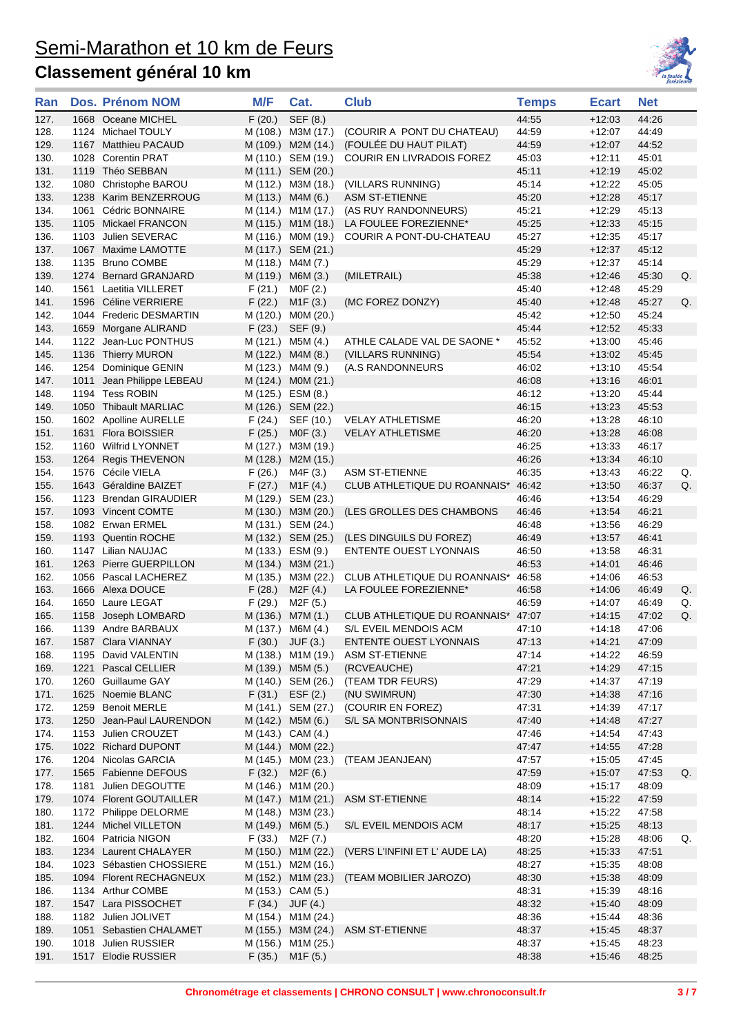# Semi-Marathon et 10 km de Feurs

## Classement général 10 km

| Ran | Dos. | Prénom NOM | M/F | Cat. | Club | Temps | Ecart | Net | |
|---|---|---|---|---|---|---|---|---|---|
| 127. | 1668 | Oceane MICHEL | F (20.) | SEF (8.) | | 44:55 | +12:03 | 44:26 | |
| 128. | 1124 | Michael TOULY | M (108.) | M3M (17.) | (COURIR A PONT DU CHATEAU) | 44:59 | +12:07 | 44:49 | |
| 129. | 1167 | Matthieu PACAUD | M (109.) | M2M (14.) | (FOULÉE DU HAUT PILAT) | 44:59 | +12:07 | 44:52 | |
| 130. | 1028 | Corentin PRAT | M (110.) | SEM (19.) | COURIR EN LIVRADOIS FOREZ | 45:03 | +12:11 | 45:01 | |
| 131. | 1119 | Théo SEBBAN | M (111.) | SEM (20.) | | 45:11 | +12:19 | 45:02 | |
| 132. | 1080 | Christophe BAROU | M (112.) | M3M (18.) | (VILLARS RUNNING) | 45:14 | +12:22 | 45:05 | |
| 133. | 1238 | Karim BENZERROUG | M (113.) | M4M (6.) | ASM ST-ETIENNE | 45:20 | +12:28 | 45:17 | |
| 134. | 1061 | Cédric BONNAIRE | M (114.) | M1M (17.) | (AS RUY RANDONNEURS) | 45:21 | +12:29 | 45:13 | |
| 135. | 1105 | Mickael FRANCON | M (115.) | M1M (18.) | LA FOULEE FOREZIENNE* | 45:25 | +12:33 | 45:15 | |
| 136. | 1103 | Julien SEVERAC | M (116.) | M0M (19.) | COURIR A PONT-DU-CHATEAU | 45:27 | +12:35 | 45:17 | |
| 137. | 1067 | Maxime LAMOTTE | M (117.) | SEM (21.) | | 45:29 | +12:37 | 45:12 | |
| 138. | 1135 | Bruno COMBE | M (118.) | M4M (7.) | | 45:29 | +12:37 | 45:14 | |
| 139. | 1274 | Bernard GRANJARD | M (119.) | M6M (3.) | (MILETRAIL) | 45:38 | +12:46 | 45:30 | Q. |
| 140. | 1561 | Laetitia VILLERET | F (21.) | M0F (2.) | | 45:40 | +12:48 | 45:29 | |
| 141. | 1596 | Céline VERRIERE | F (22.) | M1F (3.) | (MC FOREZ DONZY) | 45:40 | +12:48 | 45:27 | Q. |
| 142. | 1044 | Frederic DESMARTIN | M (120.) | M0M (20.) | | 45:42 | +12:50 | 45:24 | |
| 143. | 1659 | Morgane ALIRAND | F (23.) | SEF (9.) | | 45:44 | +12:52 | 45:33 | |
| 144. | 1122 | Jean-Luc PONTHUS | M (121.) | M5M (4.) | ATHLE CALADE VAL DE SAONE * | 45:52 | +13:00 | 45:46 | |
| 145. | 1136 | Thierry MURON | M (122.) | M4M (8.) | (VILLARS RUNNING) | 45:54 | +13:02 | 45:45 | |
| 146. | 1254 | Dominique GENIN | M (123.) | M4M (9.) | (A.S RANDONNEURS | 46:02 | +13:10 | 45:54 | |
| 147. | 1011 | Jean Philippe LEBEAU | M (124.) | M0M (21.) | | 46:08 | +13:16 | 46:01 | |
| 148. | 1194 | Tess ROBIN | M (125.) | ESM (8.) | | 46:12 | +13:20 | 45:44 | |
| 149. | 1050 | Thibault MARLIAC | M (126.) | SEM (22.) | | 46:15 | +13:23 | 45:53 | |
| 150. | 1602 | Apolline AURELLE | F (24.) | SEF (10.) | VELAY ATHLETISME | 46:20 | +13:28 | 46:10 | |
| 151. | 1631 | Flora BOISSIER | F (25.) | M0F (3.) | VELAY ATHLETISME | 46:20 | +13:28 | 46:08 | |
| 152. | 1160 | Wilfrid LOYNNET | M (127.) | M3M (19.) | | 46:25 | +13:33 | 46:17 | |
| 153. | 1264 | Regis THEVENON | M (128.) | M2M (15.) | | 46:26 | +13:34 | 46:10 | |
| 154. | 1576 | Cécile VIELA | F (26.) | M4F (3.) | ASM ST-ETIENNE | 46:35 | +13:43 | 46:22 | Q. |
| 155. | 1643 | Géraldine BAIZET | F (27.) | M1F (4.) | CLUB ATHLETIQUE DU ROANNAIS* | 46:42 | +13:50 | 46:37 | Q. |
| 156. | 1123 | Brendan GIRAUDIER | M (129.) | SEM (23.) | | 46:46 | +13:54 | 46:29 | |
| 157. | 1093 | Vincent COMTE | M (130.) | M3M (20.) | (LES GROLLES DES CHAMBONS | 46:46 | +13:54 | 46:21 | |
| 158. | 1082 | Erwan ERMEL | M (131.) | SEM (24.) | | 46:48 | +13:56 | 46:29 | |
| 159. | 1193 | Quentin ROCHE | M (132.) | SEM (25.) | (LES DINGUILS DU FOREZ) | 46:49 | +13:57 | 46:41 | |
| 160. | 1147 | Lilian NAUJAC | M (133.) | ESM (9.) | ENTENTE OUEST LYONNAIS | 46:50 | +13:58 | 46:31 | |
| 161. | 1263 | Pierre GUERPILLON | M (134.) | M3M (21.) | | 46:53 | +14:01 | 46:46 | |
| 162. | 1056 | Pascal LACHEREZ | M (135.) | M3M (22.) | CLUB ATHLETIQUE DU ROANNAIS* | 46:58 | +14:06 | 46:53 | |
| 163. | 1666 | Alexa DOUCE | F (28.) | M2F (4.) | LA FOULEE FOREZIENNE* | 46:58 | +14:06 | 46:49 | Q. |
| 164. | 1650 | Laure LEGAT | F (29.) | M2F (5.) | | 46:59 | +14:07 | 46:49 | Q. |
| 165. | 1158 | Joseph LOMBARD | M (136.) | M7M (1.) | CLUB ATHLETIQUE DU ROANNAIS* | 47:07 | +14:15 | 47:02 | Q. |
| 166. | 1139 | Andre BARBAUX | M (137.) | M6M (4.) | S/L EVEIL MENDOIS ACM | 47:10 | +14:18 | 47:06 | |
| 167. | 1587 | Clara VIANNAY | F (30.) | JUF (3.) | ENTENTE OUEST LYONNAIS | 47:13 | +14:21 | 47:09 | |
| 168. | 1195 | David VALENTIN | M (138.) | M1M (19.) | ASM ST-ETIENNE | 47:14 | +14:22 | 46:59 | |
| 169. | 1221 | Pascal CELLIER | M (139.) | M5M (5.) | (RCVEAUCHE) | 47:21 | +14:29 | 47:15 | |
| 170. | 1260 | Guillaume GAY | M (140.) | SEM (26.) | (TEAM TDR FEURS) | 47:29 | +14:37 | 47:19 | |
| 171. | 1625 | Noemie BLANC | F (31.) | ESF (2.) | (NU SWIMRUN) | 47:30 | +14:38 | 47:16 | |
| 172. | 1259 | Benoit MERLE | M (141.) | SEM (27.) | (COURIR EN FOREZ) | 47:31 | +14:39 | 47:17 | |
| 173. | 1250 | Jean-Paul LAURENDON | M (142.) | M5M (6.) | S/L SA MONTBRISONNAIS | 47:40 | +14:48 | 47:27 | |
| 174. | 1153 | Julien CROUZET | M (143.) | CAM (4.) | | 47:46 | +14:54 | 47:43 | |
| 175. | 1022 | Richard DUPONT | M (144.) | M0M (22.) | | 47:47 | +14:55 | 47:28 | |
| 176. | 1204 | Nicolas GARCIA | M (145.) | M0M (23.) | (TEAM JEANJEAN) | 47:57 | +15:05 | 47:45 | |
| 177. | 1565 | Fabienne DEFOUS | F (32.) | M2F (6.) | | 47:59 | +15:07 | 47:53 | Q. |
| 178. | 1181 | Julien DEGOUTTE | M (146.) | M1M (20.) | | 48:09 | +15:17 | 48:09 | |
| 179. | 1074 | Florent GOUTAILLER | M (147.) | M1M (21.) | ASM ST-ETIENNE | 48:14 | +15:22 | 47:59 | |
| 180. | 1172 | Philippe DELORME | M (148.) | M3M (23.) | | 48:14 | +15:22 | 47:58 | |
| 181. | 1244 | Michel VILLETON | M (149.) | M6M (5.) | S/L EVEIL MENDOIS ACM | 48:17 | +15:25 | 48:13 | |
| 182. | 1604 | Patricia NIGON | F (33.) | M2F (7.) | | 48:20 | +15:28 | 48:06 | Q. |
| 183. | 1234 | Laurent CHALAYER | M (150.) | M1M (22.) | (VERS L'INFINI ET L' AUDE LA) | 48:25 | +15:33 | 47:51 | |
| 184. | 1023 | Sébastien CHOSSIERE | M (151.) | M2M (16.) | | 48:27 | +15:35 | 48:08 | |
| 185. | 1094 | Florent RECHAGNEUX | M (152.) | M1M (23.) | (TEAM MOBILIER JAROZO) | 48:30 | +15:38 | 48:09 | |
| 186. | 1134 | Arthur COMBE | M (153.) | CAM (5.) | | 48:31 | +15:39 | 48:16 | |
| 187. | 1547 | Lara PISSOCHET | F (34.) | JUF (4.) | | 48:32 | +15:40 | 48:09 | |
| 188. | 1182 | Julien JOLIVET | M (154.) | M1M (24.) | | 48:36 | +15:44 | 48:36 | |
| 189. | 1051 | Sebastien CHALAMET | M (155.) | M3M (24.) | ASM ST-ETIENNE | 48:37 | +15:45 | 48:37 | |
| 190. | 1018 | Julien RUSSIER | M (156.) | M1M (25.) | | 48:37 | +15:45 | 48:23 | |
| 191. | 1517 | Elodie RUSSIER | F (35.) | M1F (5.) | | 48:38 | +15:46 | 48:25 | |

Chronométrage et classements | CHRONO CONSULT | www.chronoconsult.fr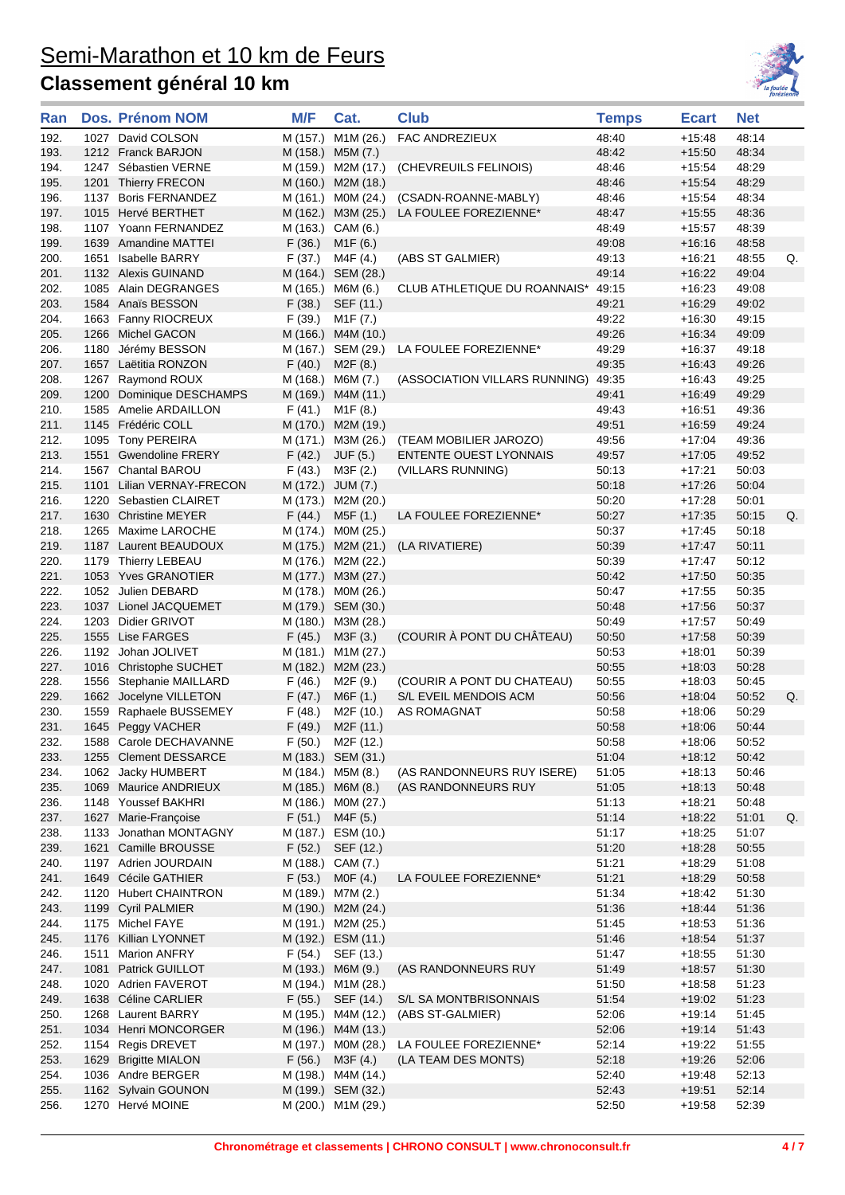# Semi-Marathon et 10 km de Feurs

## Classement général 10 km

| Ran | Dos. | Prénom NOM | M/F | Cat. | Club | Temps | Ecart | Net | |
|---|---|---|---|---|---|---|---|---|---|
| 192. | 1027 | David COLSON | M (157.) | M1M (26.) | FAC ANDREZIEUX | 48:40 | +15:48 | 48:14 | |
| 193. | 1212 | Franck BARJON | M (158.) | M5M (7.) | | 48:42 | +15:50 | 48:34 | |
| 194. | 1247 | Sébastien VERNE | M (159.) | M2M (17.) | (CHEVREUILS FELINOIS) | 48:46 | +15:54 | 48:29 | |
| 195. | 1201 | Thierry FRECON | M (160.) | M2M (18.) | | 48:46 | +15:54 | 48:29 | |
| 196. | 1137 | Boris FERNANDEZ | M (161.) | M0M (24.) | (CSADN-ROANNE-MABLY) | 48:46 | +15:54 | 48:34 | |
| 197. | 1015 | Hervé BERTHET | M (162.) | M3M (25.) | LA FOULEE FOREZIENNE* | 48:47 | +15:55 | 48:36 | |
| 198. | 1107 | Yoann FERNANDEZ | M (163.) | CAM (6.) | | 48:49 | +15:57 | 48:39 | |
| 199. | 1639 | Amandine MATTEI | F (36.) | M1F (6.) | | 49:08 | +16:16 | 48:58 | |
| 200. | 1651 | Isabelle BARRY | F (37.) | M4F (4.) | (ABS ST GALMIER) | 49:13 | +16:21 | 48:55 | Q. |
| 201. | 1132 | Alexis GUINAND | M (164.) | SEM (28.) | | 49:14 | +16:22 | 49:04 | |
| 202. | 1085 | Alain DEGRANGES | M (165.) | M6M (6.) | CLUB ATHLETIQUE DU ROANNAIS* | 49:15 | +16:23 | 49:08 | |
| 203. | 1584 | Anaïs BESSON | F (38.) | SEF (11.) | | 49:21 | +16:29 | 49:02 | |
| 204. | 1663 | Fanny RIOCREUX | F (39.) | M1F (7.) | | 49:22 | +16:30 | 49:15 | |
| 205. | 1266 | Michel GACON | M (166.) | M4M (10.) | | 49:26 | +16:34 | 49:09 | |
| 206. | 1180 | Jérémy BESSON | M (167.) | SEM (29.) | LA FOULEE FOREZIENNE* | 49:29 | +16:37 | 49:18 | |
| 207. | 1657 | Laëtitia RONZON | F (40.) | M2F (8.) | | 49:35 | +16:43 | 49:26 | |
| 208. | 1267 | Raymond ROUX | M (168.) | M6M (7.) | (ASSOCIATION VILLARS RUNNING) | 49:35 | +16:43 | 49:25 | |
| 209. | 1200 | Dominique DESCHAMPS | M (169.) | M4M (11.) | | 49:41 | +16:49 | 49:29 | |
| 210. | 1585 | Amelie ARDAILLON | F (41.) | M1F (8.) | | 49:43 | +16:51 | 49:36 | |
| 211. | 1145 | Frédéric COLL | M (170.) | M2M (19.) | | 49:51 | +16:59 | 49:24 | |
| 212. | 1095 | Tony PEREIRA | M (171.) | M3M (26.) | (TEAM MOBILIER JAROZO) | 49:56 | +17:04 | 49:36 | |
| 213. | 1551 | Gwendoline FRERY | F (42.) | JUF (5.) | ENTENTE OUEST LYONNAIS | 49:57 | +17:05 | 49:52 | |
| 214. | 1567 | Chantal BAROU | F (43.) | M3F (2.) | (VILLARS RUNNING) | 50:13 | +17:21 | 50:03 | |
| 215. | 1101 | Lilian VERNAY-FRECON | M (172.) | JUM (7.) | | 50:18 | +17:26 | 50:04 | |
| 216. | 1220 | Sebastien CLAIRET | M (173.) | M2M (20.) | | 50:20 | +17:28 | 50:01 | |
| 217. | 1630 | Christine MEYER | F (44.) | M5F (1.) | LA FOULEE FOREZIENNE* | 50:27 | +17:35 | 50:15 | Q. |
| 218. | 1265 | Maxime LAROCHE | M (174.) | M0M (25.) | | 50:37 | +17:45 | 50:18 | |
| 219. | 1187 | Laurent BEAUDOUX | M (175.) | M2M (21.) | (LA RIVATIERE) | 50:39 | +17:47 | 50:11 | |
| 220. | 1179 | Thierry LEBEAU | M (176.) | M2M (22.) | | 50:39 | +17:47 | 50:12 | |
| 221. | 1053 | Yves GRANOTIER | M (177.) | M3M (27.) | | 50:42 | +17:50 | 50:35 | |
| 222. | 1052 | Julien DEBARD | M (178.) | M0M (26.) | | 50:47 | +17:55 | 50:35 | |
| 223. | 1037 | Lionel JACQUEMET | M (179.) | SEM (30.) | | 50:48 | +17:56 | 50:37 | |
| 224. | 1203 | Didier GRIVOT | M (180.) | M3M (28.) | | 50:49 | +17:57 | 50:49 | |
| 225. | 1555 | Lise FARGES | F (45.) | M3F (3.) | (COURIR À PONT DU CHÂTEAU) | 50:50 | +17:58 | 50:39 | |
| 226. | 1192 | Johan JOLIVET | M (181.) | M1M (27.) | | 50:53 | +18:01 | 50:39 | |
| 227. | 1016 | Christophe SUCHET | M (182.) | M2M (23.) | | 50:55 | +18:03 | 50:28 | |
| 228. | 1556 | Stephanie MAILLARD | F (46.) | M2F (9.) | (COURIR A PONT DU CHATEAU) | 50:55 | +18:03 | 50:45 | |
| 229. | 1662 | Jocelyne VILLETON | F (47.) | M6F (1.) | S/L EVEIL MENDOIS ACM | 50:56 | +18:04 | 50:52 | Q. |
| 230. | 1559 | Raphaele BUSSEMEY | F (48.) | M2F (10.) | AS ROMAGNAT | 50:58 | +18:06 | 50:29 | |
| 231. | 1645 | Peggy VACHER | F (49.) | M2F (11.) | | 50:58 | +18:06 | 50:44 | |
| 232. | 1588 | Carole DECHAVANNE | F (50.) | M2F (12.) | | 50:58 | +18:06 | 50:52 | |
| 233. | 1255 | Clement DESSARCE | M (183.) | SEM (31.) | | 51:04 | +18:12 | 50:42 | |
| 234. | 1062 | Jacky HUMBERT | M (184.) | M5M (8.) | (AS RANDONNEURS RUY ISERE) | 51:05 | +18:13 | 50:46 | |
| 235. | 1069 | Maurice ANDRIEUX | M (185.) | M6M (8.) | (AS RANDONNEURS RUY | 51:05 | +18:13 | 50:48 | |
| 236. | 1148 | Youssef BAKHRI | M (186.) | M0M (27.) | | 51:13 | +18:21 | 50:48 | |
| 237. | 1627 | Marie-Françoise | F (51.) | M4F (5.) | | 51:14 | +18:22 | 51:01 | Q. |
| 238. | 1133 | Jonathan MONTAGNY | M (187.) | ESM (10.) | | 51:17 | +18:25 | 51:07 | |
| 239. | 1621 | Camille BROUSSE | F (52.) | SEF (12.) | | 51:20 | +18:28 | 50:55 | |
| 240. | 1197 | Adrien JOURDAIN | M (188.) | CAM (7.) | | 51:21 | +18:29 | 51:08 | |
| 241. | 1649 | Cécile GATHIER | F (53.) | M0F (4.) | LA FOULEE FOREZIENNE* | 51:21 | +18:29 | 50:58 | |
| 242. | 1120 | Hubert CHAINTRON | M (189.) | M7M (2.) | | 51:34 | +18:42 | 51:30 | |
| 243. | 1199 | Cyril PALMIER | M (190.) | M2M (24.) | | 51:36 | +18:44 | 51:36 | |
| 244. | 1175 | Michel FAYE | M (191.) | M2M (25.) | | 51:45 | +18:53 | 51:36 | |
| 245. | 1176 | Killian LYONNET | M (192.) | ESM (11.) | | 51:46 | +18:54 | 51:37 | |
| 246. | 1511 | Marion ANFRY | F (54.) | SEF (13.) | | 51:47 | +18:55 | 51:30 | |
| 247. | 1081 | Patrick GUILLOT | M (193.) | M6M (9.) | (AS RANDONNEURS RUY | 51:49 | +18:57 | 51:30 | |
| 248. | 1020 | Adrien FAVEROT | M (194.) | M1M (28.) | | 51:50 | +18:58 | 51:23 | |
| 249. | 1638 | Céline CARLIER | F (55.) | SEF (14.) | S/L SA MONTBRISONNAIS | 51:54 | +19:02 | 51:23 | |
| 250. | 1268 | Laurent BARRY | M (195.) | M4M (12.) | (ABS ST-GALMIER) | 52:06 | +19:14 | 51:45 | |
| 251. | 1034 | Henri MONCORGER | M (196.) | M4M (13.) | | 52:06 | +19:14 | 51:43 | |
| 252. | 1154 | Regis DREVET | M (197.) | M0M (28.) | LA FOULEE FOREZIENNE* | 52:14 | +19:22 | 51:55 | |
| 253. | 1629 | Brigitte MIALON | F (56.) | M3F (4.) | (LA TEAM DES MONTS) | 52:18 | +19:26 | 52:06 | |
| 254. | 1036 | Andre BERGER | M (198.) | M4M (14.) | | 52:40 | +19:48 | 52:13 | |
| 255. | 1162 | Sylvain GOUNON | M (199.) | SEM (32.) | | 52:43 | +19:51 | 52:14 | |
| 256. | 1270 | Hervé MOINE | M (200.) | M1M (29.) | | 52:50 | +19:58 | 52:39 | |

Chronométrage et classements | CHRONO CONSULT | www.chronoconsult.fr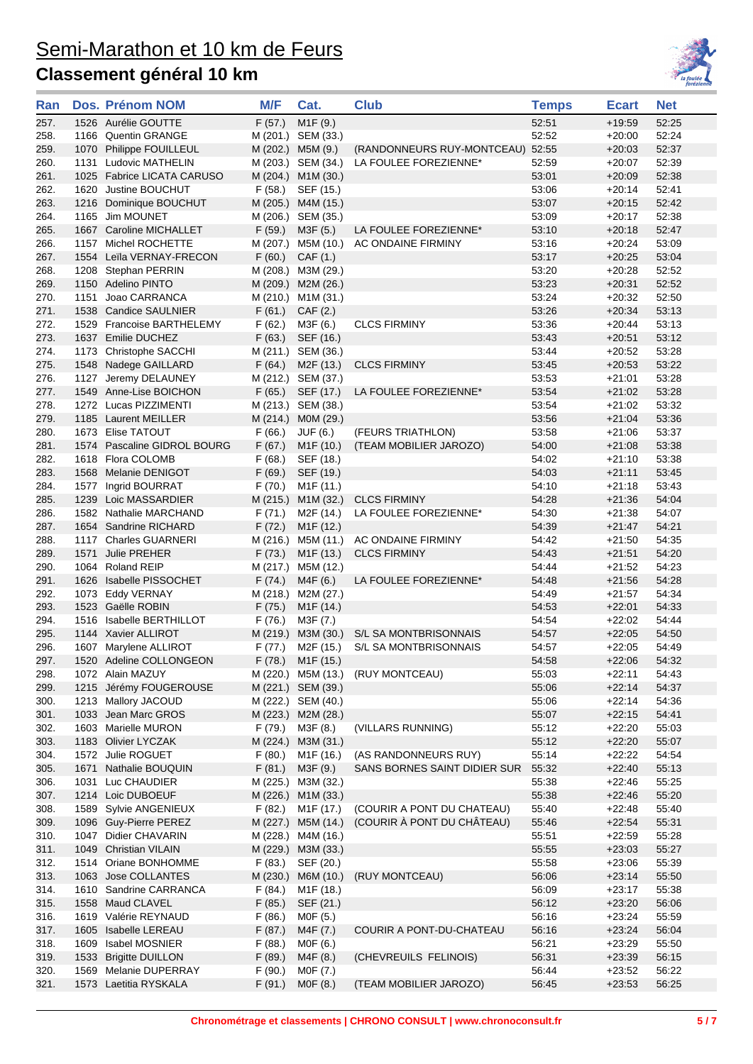# Semi-Marathon et 10 km de Feurs

## Classement général 10 km

| Ran | Dos. | Prénom NOM | M/F | Cat. | Club | Temps | Ecart | Net |
|---|---|---|---|---|---|---|---|---|
| 257. | 1526 | Aurélie GOUTTE | F (57.) | M1F (9.) | | 52:51 | +19:59 | 52:25 |
| 258. | 1166 | Quentin GRANGE | M (201.) | SEM (33.) | | 52:52 | +20:00 | 52:24 |
| 259. | 1070 | Philippe FOUILLEUL | M (202.) | M5M (9.) | (RANDONNEURS RUY-MONTCEAU) | 52:55 | +20:03 | 52:37 |
| 260. | 1131 | Ludovic MATHELIN | M (203.) | SEM (34.) | LA FOULEE FOREZIENNE* | 52:59 | +20:07 | 52:39 |
| 261. | 1025 | Fabrice LICATA CARUSO | M (204.) | M1M (30.) | | 53:01 | +20:09 | 52:38 |
| 262. | 1620 | Justine BOUCHUT | F (58.) | SEF (15.) | | 53:06 | +20:14 | 52:41 |
| 263. | 1216 | Dominique BOUCHUT | M (205.) | M4M (15.) | | 53:07 | +20:15 | 52:42 |
| 264. | 1165 | Jim MOUNET | M (206.) | SEM (35.) | | 53:09 | +20:17 | 52:38 |
| 265. | 1667 | Caroline MICHALLET | F (59.) | M3F (5.) | LA FOULEE FOREZIENNE* | 53:10 | +20:18 | 52:47 |
| 266. | 1157 | Michel ROCHETTE | M (207.) | M5M (10.) | AC ONDAINE FIRMINY | 53:16 | +20:24 | 53:09 |
| 267. | 1554 | Leïla VERNAY-FRECON | F (60.) | CAF (1.) | | 53:17 | +20:25 | 53:04 |
| 268. | 1208 | Stephan PERRIN | M (208.) | M3M (29.) | | 53:20 | +20:28 | 52:52 |
| 269. | 1150 | Adelino PINTO | M (209.) | M2M (26.) | | 53:23 | +20:31 | 52:52 |
| 270. | 1151 | Joao CARRANCA | M (210.) | M1M (31.) | | 53:24 | +20:32 | 52:50 |
| 271. | 1538 | Candice SAULNIER | F (61.) | CAF (2.) | | 53:26 | +20:34 | 53:13 |
| 272. | 1529 | Francoise BARTHELEMY | F (62.) | M3F (6.) | CLCS FIRMINY | 53:36 | +20:44 | 53:13 |
| 273. | 1637 | Emilie DUCHEZ | F (63.) | SEF (16.) | | 53:43 | +20:51 | 53:12 |
| 274. | 1173 | Christophe SACCHI | M (211.) | SEM (36.) | | 53:44 | +20:52 | 53:28 |
| 275. | 1548 | Nadege GAILLARD | F (64.) | M2F (13.) | CLCS FIRMINY | 53:45 | +20:53 | 53:22 |
| 276. | 1127 | Jeremy DELAUNEY | M (212.) | SEM (37.) | | 53:53 | +21:01 | 53:28 |
| 277. | 1549 | Anne-Lise BOICHON | F (65.) | SEF (17.) | LA FOULEE FOREZIENNE* | 53:54 | +21:02 | 53:28 |
| 278. | 1272 | Lucas PIZZIMENTI | M (213.) | SEM (38.) | | 53:54 | +21:02 | 53:32 |
| 279. | 1185 | Laurent MEILLER | M (214.) | M0M (29.) | | 53:56 | +21:04 | 53:36 |
| 280. | 1673 | Elise TATOUT | F (66.) | JUF (6.) | (FEURS TRIATHLON) | 53:58 | +21:06 | 53:37 |
| 281. | 1574 | Pascaline GIDROL BOURG | F (67.) | M1F (10.) | (TEAM MOBILIER JAROZO) | 54:00 | +21:08 | 53:38 |
| 282. | 1618 | Flora COLOMB | F (68.) | SEF (18.) | | 54:02 | +21:10 | 53:38 |
| 283. | 1568 | Melanie DENIGOT | F (69.) | SEF (19.) | | 54:03 | +21:11 | 53:45 |
| 284. | 1577 | Ingrid BOURRAT | F (70.) | M1F (11.) | | 54:10 | +21:18 | 53:43 |
| 285. | 1239 | Loic MASSARDIER | M (215.) | M1M (32.) | CLCS FIRMINY | 54:28 | +21:36 | 54:04 |
| 286. | 1582 | Nathalie MARCHAND | F (71.) | M2F (14.) | LA FOULEE FOREZIENNE* | 54:30 | +21:38 | 54:07 |
| 287. | 1654 | Sandrine RICHARD | F (72.) | M1F (12.) | | 54:39 | +21:47 | 54:21 |
| 288. | 1117 | Charles GUARNERI | M (216.) | M5M (11.) | AC ONDAINE FIRMINY | 54:42 | +21:50 | 54:35 |
| 289. | 1571 | Julie PREHER | F (73.) | M1F (13.) | CLCS FIRMINY | 54:43 | +21:51 | 54:20 |
| 290. | 1064 | Roland REIP | M (217.) | M5M (12.) | | 54:44 | +21:52 | 54:23 |
| 291. | 1626 | Isabelle PISSOCHET | F (74.) | M4F (6.) | LA FOULEE FOREZIENNE* | 54:48 | +21:56 | 54:28 |
| 292. | 1073 | Eddy VERNAY | M (218.) | M2M (27.) | | 54:49 | +21:57 | 54:34 |
| 293. | 1523 | Gaëlle ROBIN | F (75.) | M1F (14.) | | 54:53 | +22:01 | 54:33 |
| 294. | 1516 | Isabelle BERTHILLOT | F (76.) | M3F (7.) | | 54:54 | +22:02 | 54:44 |
| 295. | 1144 | Xavier ALLIROT | M (219.) | M3M (30.) | S/L SA MONTBRISONNAIS | 54:57 | +22:05 | 54:50 |
| 296. | 1607 | Marylene ALLIROT | F (77.) | M2F (15.) | S/L SA MONTBRISONNAIS | 54:57 | +22:05 | 54:49 |
| 297. | 1520 | Adeline COLLONGEON | F (78.) | M1F (15.) | | 54:58 | +22:06 | 54:32 |
| 298. | 1072 | Alain MAZUY | M (220.) | M5M (13.) | (RUY MONTCEAU) | 55:03 | +22:11 | 54:43 |
| 299. | 1215 | Jérémy FOUGEROUSE | M (221.) | SEM (39.) | | 55:06 | +22:14 | 54:37 |
| 300. | 1213 | Mallory JACOUD | M (222.) | SEM (40.) | | 55:06 | +22:14 | 54:36 |
| 301. | 1033 | Jean Marc GROS | M (223.) | M2M (28.) | | 55:07 | +22:15 | 54:41 |
| 302. | 1603 | Marielle MURON | F (79.) | M3F (8.) | (VILLARS RUNNING) | 55:12 | +22:20 | 55:03 |
| 303. | 1183 | Olivier LYCZAK | M (224.) | M3M (31.) | | 55:12 | +22:20 | 55:07 |
| 304. | 1572 | Julie ROGUET | F (80.) | M1F (16.) | (AS RANDONNEURS RUY) | 55:14 | +22:22 | 54:54 |
| 305. | 1671 | Nathalie BOUQUIN | F (81.) | M3F (9.) | SANS BORNES SAINT DIDIER SUR | 55:32 | +22:40 | 55:13 |
| 306. | 1031 | Luc CHAUDIER | M (225.) | M3M (32.) | | 55:38 | +22:46 | 55:25 |
| 307. | 1214 | Loic DUBOEUF | M (226.) | M1M (33.) | | 55:38 | +22:46 | 55:20 |
| 308. | 1589 | Sylvie ANGENIEUX | F (82.) | M1F (17.) | (COURIR A PONT DU CHATEAU) | 55:40 | +22:48 | 55:40 |
| 309. | 1096 | Guy-Pierre PEREZ | M (227.) | M5M (14.) | (COURIR À PONT DU CHÂTEAU) | 55:46 | +22:54 | 55:31 |
| 310. | 1047 | Didier CHAVARIN | M (228.) | M4M (16.) | | 55:51 | +22:59 | 55:28 |
| 311. | 1049 | Christian VILAIN | M (229.) | M3M (33.) | | 55:55 | +23:03 | 55:27 |
| 312. | 1514 | Oriane BONHOMME | F (83.) | SEF (20.) | | 55:58 | +23:06 | 55:39 |
| 313. | 1063 | Jose COLLANTES | M (230.) | M6M (10.) | (RUY MONTCEAU) | 56:06 | +23:14 | 55:50 |
| 314. | 1610 | Sandrine CARRANCA | F (84.) | M1F (18.) | | 56:09 | +23:17 | 55:38 |
| 315. | 1558 | Maud CLAVEL | F (85.) | SEF (21.) | | 56:12 | +23:20 | 56:06 |
| 316. | 1619 | Valérie REYNAUD | F (86.) | M0F (5.) | | 56:16 | +23:24 | 55:59 |
| 317. | 1605 | Isabelle LEREAU | F (87.) | M4F (7.) | COURIR A PONT-DU-CHATEAU | 56:16 | +23:24 | 56:04 |
| 318. | 1609 | Isabel MOSNIER | F (88.) | M0F (6.) | | 56:21 | +23:29 | 55:50 |
| 319. | 1533 | Brigitte DUILLON | F (89.) | M4F (8.) | (CHEVREUILS FELINOIS) | 56:31 | +23:39 | 56:15 |
| 320. | 1569 | Melanie DUPERRAY | F (90.) | M0F (7.) | | 56:44 | +23:52 | 56:22 |
| 321. | 1573 | Laetitia RYSKALA | F (91.) | M0F (8.) | (TEAM MOBILIER JAROZO) | 56:45 | +23:53 | 56:25 |

Chronométrage et classements | CHRONO CONSULT | www.chronoconsult.fr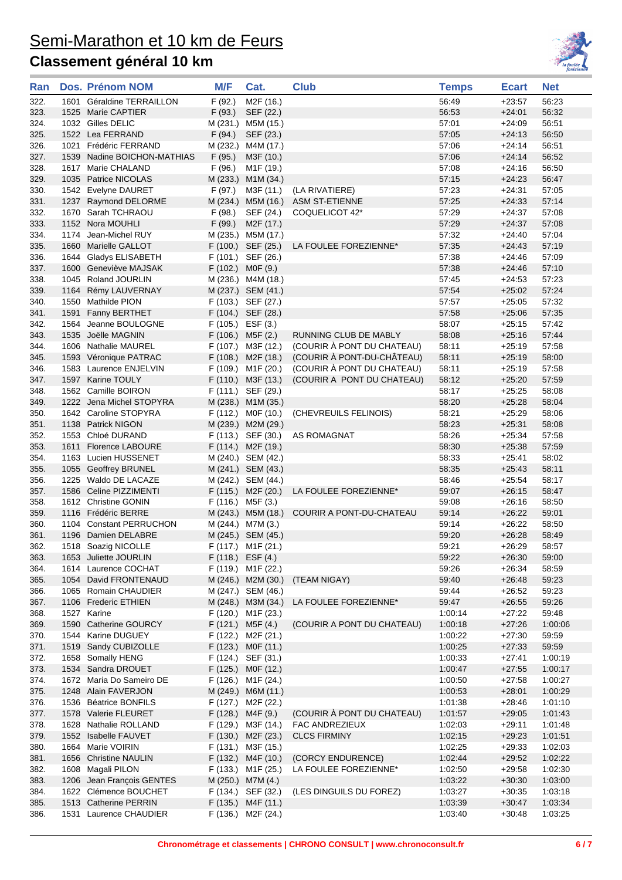# Semi-Marathon et 10 km de Feurs

## Classement général 10 km

| Ran | Dos. | Prénom NOM | M/F | Cat. | Club | Temps | Ecart | Net |
|---|---|---|---|---|---|---|---|---|
| 322. | 1601 | Géraldine TERRAILLON | F (92.) | M2F (16.) | | 56:49 | +23:57 | 56:23 |
| 323. | 1525 | Marie CAPTIER | F (93.) | SEF (22.) | | 56:53 | +24:01 | 56:32 |
| 324. | 1032 | Gilles DELIC | M (231.) | M5M (15.) | | 57:01 | +24:09 | 56:51 |
| 325. | 1522 | Lea FERRAND | F (94.) | SEF (23.) | | 57:05 | +24:13 | 56:50 |
| 326. | 1021 | Frédéric FERRAND | M (232.) | M4M (17.) | | 57:06 | +24:14 | 56:51 |
| 327. | 1539 | Nadine BOICHON-MATHIAS | F (95.) | M3F (10.) | | 57:06 | +24:14 | 56:52 |
| 328. | 1617 | Marie CHALAND | F (96.) | M1F (19.) | | 57:08 | +24:16 | 56:50 |
| 329. | 1035 | Patrice NICOLAS | M (233.) | M1M (34.) | | 57:15 | +24:23 | 56:47 |
| 330. | 1542 | Evelyne DAURET | F (97.) | M3F (11.) | (LA RIVATIERE) | 57:23 | +24:31 | 57:05 |
| 331. | 1237 | Raymond DELORME | M (234.) | M5M (16.) | ASM ST-ETIENNE | 57:25 | +24:33 | 57:14 |
| 332. | 1670 | Sarah TCHRAOU | F (98.) | SEF (24.) | COQUELICOT 42* | 57:29 | +24:37 | 57:08 |
| 333. | 1152 | Nora MOUHLI | F (99.) | M2F (17.) | | 57:29 | +24:37 | 57:08 |
| 334. | 1174 | Jean-Michel RUY | M (235.) | M5M (17.) | | 57:32 | +24:40 | 57:04 |
| 335. | 1660 | Marielle GALLOT | F (100.) | SEF (25.) | LA FOULEE FOREZIENNE* | 57:35 | +24:43 | 57:19 |
| 336. | 1644 | Gladys ELISABETH | F (101.) | SEF (26.) | | 57:38 | +24:46 | 57:09 |
| 337. | 1600 | Geneviève MAJSAK | F (102.) | M0F (9.) | | 57:38 | +24:46 | 57:10 |
| 338. | 1045 | Roland JOURLIN | M (236.) | M4M (18.) | | 57:45 | +24:53 | 57:23 |
| 339. | 1164 | Rémy LAUVERNAY | M (237.) | SEM (41.) | | 57:54 | +25:02 | 57:24 |
| 340. | 1550 | Mathilde PION | F (103.) | SEF (27.) | | 57:57 | +25:05 | 57:32 |
| 341. | 1591 | Fanny BERTHET | F (104.) | SEF (28.) | | 57:58 | +25:06 | 57:35 |
| 342. | 1564 | Jeanne BOULOGNE | F (105.) | ESF (3.) | | 58:07 | +25:15 | 57:42 |
| 343. | 1535 | Joëlle MAGNIN | F (106.) | M5F (2.) | RUNNING CLUB DE MABLY | 58:08 | +25:16 | 57:44 |
| 344. | 1606 | Nathalie MAUREL | F (107.) | M3F (12.) | (COURIR À PONT DU CHATEAU) | 58:11 | +25:19 | 57:58 |
| 345. | 1593 | Véronique PATRAC | F (108.) | M2F (18.) | (COURIR À PONT-DU-CHÂTEAU) | 58:11 | +25:19 | 58:00 |
| 346. | 1583 | Laurence ENJELVIN | F (109.) | M1F (20.) | (COURIR À PONT DU CHATEAU) | 58:11 | +25:19 | 57:58 |
| 347. | 1597 | Karine TOULY | F (110.) | M3F (13.) | (COURIR A PONT DU CHATEAU) | 58:12 | +25:20 | 57:59 |
| 348. | 1562 | Camille BOIRON | F (111.) | SEF (29.) | | 58:17 | +25:25 | 58:08 |
| 349. | 1222 | Jena Michel STOPYRA | M (238.) | M1M (35.) | | 58:20 | +25:28 | 58:04 |
| 350. | 1642 | Caroline STOPYRA | F (112.) | M0F (10.) | (CHEVREUILS FELINOIS) | 58:21 | +25:29 | 58:06 |
| 351. | 1138 | Patrick NIGON | M (239.) | M2M (29.) | | 58:23 | +25:31 | 58:08 |
| 352. | 1553 | Chloé DURAND | F (113.) | SEF (30.) | AS ROMAGNAT | 58:26 | +25:34 | 57:58 |
| 353. | 1611 | Florence LABOURE | F (114.) | M2F (19.) | | 58:30 | +25:38 | 57:59 |
| 354. | 1163 | Lucien HUSSENET | M (240.) | SEM (42.) | | 58:33 | +25:41 | 58:02 |
| 355. | 1055 | Geoffrey BRUNEL | M (241.) | SEM (43.) | | 58:35 | +25:43 | 58:11 |
| 356. | 1225 | Waldo DE LACAZE | M (242.) | SEM (44.) | | 58:46 | +25:54 | 58:17 |
| 357. | 1586 | Celine PIZZIMENTI | F (115.) | M2F (20.) | LA FOULEE FOREZIENNE* | 59:07 | +26:15 | 58:47 |
| 358. | 1612 | Christine GONIN | F (116.) | M5F (3.) | | 59:08 | +26:16 | 58:50 |
| 359. | 1116 | Frédéric BERRE | M (243.) | M5M (18.) | COURIR A PONT-DU-CHATEAU | 59:14 | +26:22 | 59:01 |
| 360. | 1104 | Constant PERRUCHON | M (244.) | M7M (3.) | | 59:14 | +26:22 | 58:50 |
| 361. | 1196 | Damien DELABRE | M (245.) | SEM (45.) | | 59:20 | +26:28 | 58:49 |
| 362. | 1518 | Soazig NICOLLE | F (117.) | M1F (21.) | | 59:21 | +26:29 | 58:57 |
| 363. | 1653 | Juliette JOURLIN | F (118.) | ESF (4.) | | 59:22 | +26:30 | 59:00 |
| 364. | 1614 | Laurence COCHAT | F (119.) | M1F (22.) | | 59:26 | +26:34 | 58:59 |
| 365. | 1054 | David FRONTENAUD | M (246.) | M2M (30.) | (TEAM NIGAY) | 59:40 | +26:48 | 59:23 |
| 366. | 1065 | Romain CHAUDIER | M (247.) | SEM (46.) | | 59:44 | +26:52 | 59:23 |
| 367. | 1106 | Frederic ETHIEN | M (248.) | M3M (34.) | LA FOULEE FOREZIENNE* | 59:47 | +26:55 | 59:26 |
| 368. | 1527 | Karine | F (120.) | M1F (23.) | | 1:00:14 | +27:22 | 59:48 |
| 369. | 1590 | Catherine GOURCY | F (121.) | M5F (4.) | (COURIR A PONT DU CHATEAU) | 1:00:18 | +27:26 | 1:00:06 |
| 370. | 1544 | Karine DUGUEY | F (122.) | M2F (21.) | | 1:00:22 | +27:30 | 59:59 |
| 371. | 1519 | Sandy CUBIZOLLE | F (123.) | M0F (11.) | | 1:00:25 | +27:33 | 59:59 |
| 372. | 1658 | Somally HENG | F (124.) | SEF (31.) | | 1:00:33 | +27:41 | 1:00:19 |
| 373. | 1534 | Sandra DROUET | F (125.) | M0F (12.) | | 1:00:47 | +27:55 | 1:00:17 |
| 374. | 1672 | Maria Do Sameiro DE | F (126.) | M1F (24.) | | 1:00:50 | +27:58 | 1:00:27 |
| 375. | 1248 | Alain FAVERJON | M (249.) | M6M (11.) | | 1:00:53 | +28:01 | 1:00:29 |
| 376. | 1536 | Béatrice BONFILS | F (127.) | M2F (22.) | | 1:01:38 | +28:46 | 1:01:10 |
| 377. | 1578 | Valerie FLEURET | F (128.) | M4F (9.) | (COURIR À PONT DU CHATEAU) | 1:01:57 | +29:05 | 1:01:43 |
| 378. | 1628 | Nathalie ROLLAND | F (129.) | M3F (14.) | FAC ANDREZIEUX | 1:02:03 | +29:11 | 1:01:48 |
| 379. | 1552 | Isabelle FAUVET | F (130.) | M2F (23.) | CLCS FIRMINY | 1:02:15 | +29:23 | 1:01:51 |
| 380. | 1664 | Marie VOIRIN | F (131.) | M3F (15.) | | 1:02:25 | +29:33 | 1:02:03 |
| 381. | 1656 | Christine NAULIN | F (132.) | M4F (10.) | (CORCY ENDURENCE) | 1:02:44 | +29:52 | 1:02:22 |
| 382. | 1608 | Magali PILON | F (133.) | M1F (25.) | LA FOULEE FOREZIENNE* | 1:02:50 | +29:58 | 1:02:30 |
| 383. | 1206 | Jean François GENTES | M (250.) | M7M (4.) | | 1:03:22 | +30:30 | 1:03:00 |
| 384. | 1622 | Clémence BOUCHET | F (134.) | SEF (32.) | (LES DINGUILS DU FOREZ) | 1:03:27 | +30:35 | 1:03:18 |
| 385. | 1513 | Catherine PERRIN | F (135.) | M4F (11.) | | 1:03:39 | +30:47 | 1:03:34 |
| 386. | 1531 | Laurence CHAUDIER | F (136.) | M2F (24.) | | 1:03:40 | +30:48 | 1:03:25 |

Chronométrage et classements | CHRONO CONSULT | www.chronoconsult.fr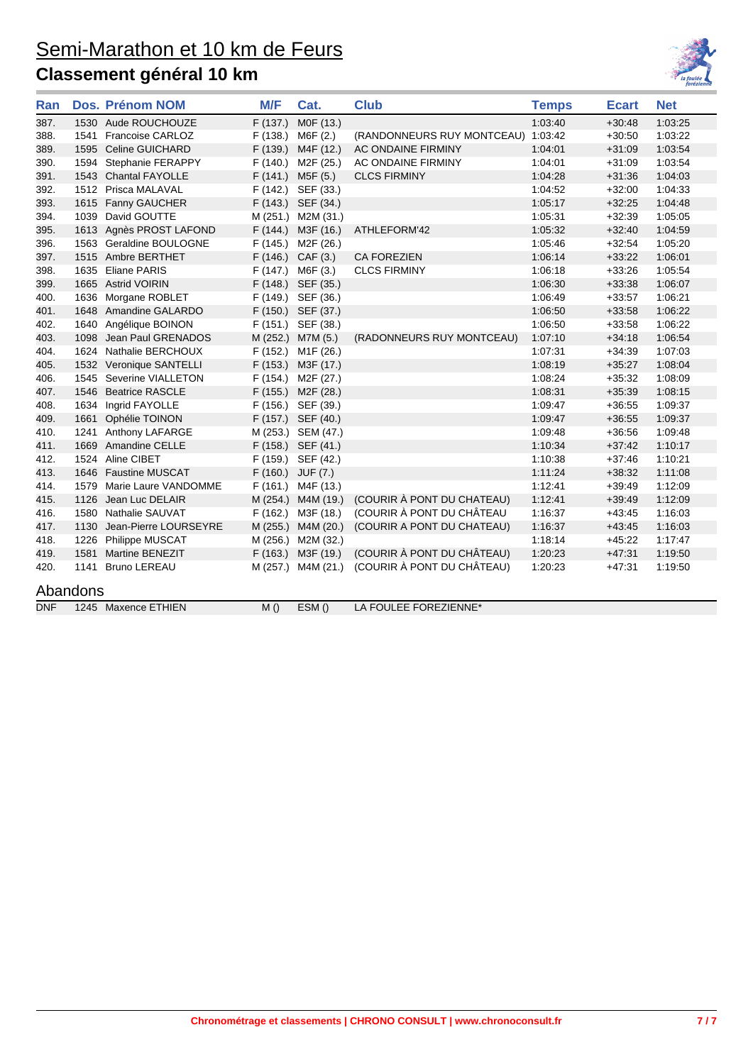# Semi-Marathon et 10 km de Feurs

## Classement général 10 km

| Ran | Dos. | Prénom NOM | M/F | Cat. | Club | Temps | Ecart | Net |
|---|---|---|---|---|---|---|---|---|
| 387. | 1530 | Aude ROUCHOUZE | F (137.) | M0F (13.) | | 1:03:40 | +30:48 | 1:03:25 |
| 388. | 1541 | Francoise CARLOZ | F (138.) | M6F (2.) | (RANDONNEURS RUY MONTCEAU) | 1:03:42 | +30:50 | 1:03:22 |
| 389. | 1595 | Celine GUICHARD | F (139.) | M4F (12.) | AC ONDAINE FIRMINY | 1:04:01 | +31:09 | 1:03:54 |
| 390. | 1594 | Stephanie FERAPPY | F (140.) | M2F (25.) | AC ONDAINE FIRMINY | 1:04:01 | +31:09 | 1:03:54 |
| 391. | 1543 | Chantal FAYOLLE | F (141.) | M5F (5.) | CLCS FIRMINY | 1:04:28 | +31:36 | 1:04:03 |
| 392. | 1512 | Prisca MALAVAL | F (142.) | SEF (33.) | | 1:04:52 | +32:00 | 1:04:33 |
| 393. | 1615 | Fanny GAUCHER | F (143.) | SEF (34.) | | 1:05:17 | +32:25 | 1:04:48 |
| 394. | 1039 | David GOUTTE | M (251.) | M2M (31.) | | 1:05:31 | +32:39 | 1:05:05 |
| 395. | 1613 | Agnès PROST LAFOND | F (144.) | M3F (16.) | ATHLEFORM'42 | 1:05:32 | +32:40 | 1:04:59 |
| 396. | 1563 | Geraldine BOULOGNE | F (145.) | M2F (26.) | | 1:05:46 | +32:54 | 1:05:20 |
| 397. | 1515 | Ambre BERTHET | F (146.) | CAF (3.) | CA FOREZIEN | 1:06:14 | +33:22 | 1:06:01 |
| 398. | 1635 | Eliane PARIS | F (147.) | M6F (3.) | CLCS FIRMINY | 1:06:18 | +33:26 | 1:05:54 |
| 399. | 1665 | Astrid VOIRIN | F (148.) | SEF (35.) | | 1:06:30 | +33:38 | 1:06:07 |
| 400. | 1636 | Morgane ROBLET | F (149.) | SEF (36.) | | 1:06:49 | +33:57 | 1:06:21 |
| 401. | 1648 | Amandine GALARDO | F (150.) | SEF (37.) | | 1:06:50 | +33:58 | 1:06:22 |
| 402. | 1640 | Angélique BOINON | F (151.) | SEF (38.) | | 1:06:50 | +33:58 | 1:06:22 |
| 403. | 1098 | Jean Paul GRENADOS | M (252.) | M7M (5.) | (RADONNEURS RUY MONTCEAU) | 1:07:10 | +34:18 | 1:06:54 |
| 404. | 1624 | Nathalie BERCHOUX | F (152.) | M1F (26.) | | 1:07:31 | +34:39 | 1:07:03 |
| 405. | 1532 | Veronique SANTELLI | F (153.) | M3F (17.) | | 1:08:19 | +35:27 | 1:08:04 |
| 406. | 1545 | Severine VIALLETON | F (154.) | M2F (27.) | | 1:08:24 | +35:32 | 1:08:09 |
| 407. | 1546 | Beatrice RASCLE | F (155.) | M2F (28.) | | 1:08:31 | +35:39 | 1:08:15 |
| 408. | 1634 | Ingrid FAYOLLE | F (156.) | SEF (39.) | | 1:09:47 | +36:55 | 1:09:37 |
| 409. | 1661 | Ophélie TOINON | F (157.) | SEF (40.) | | 1:09:47 | +36:55 | 1:09:37 |
| 410. | 1241 | Anthony LAFARGE | M (253.) | SEM (47.) | | 1:09:48 | +36:56 | 1:09:48 |
| 411. | 1669 | Amandine CELLE | F (158.) | SEF (41.) | | 1:10:34 | +37:42 | 1:10:17 |
| 412. | 1524 | Aline CIBET | F (159.) | SEF (42.) | | 1:10:38 | +37:46 | 1:10:21 |
| 413. | 1646 | Faustine MUSCAT | F (160.) | JUF (7.) | | 1:11:24 | +38:32 | 1:11:08 |
| 414. | 1579 | Marie Laure VANDOMME | F (161.) | M4F (13.) | | 1:12:41 | +39:49 | 1:12:09 |
| 415. | 1126 | Jean Luc DELAIR | M (254.) | M4M (19.) | (COURIR À PONT DU CHATEAU) | 1:12:41 | +39:49 | 1:12:09 |
| 416. | 1580 | Nathalie SAUVAT | F (162.) | M3F (18.) | (COURIR À PONT DU CHÂTEAU | 1:16:37 | +43:45 | 1:16:03 |
| 417. | 1130 | Jean-Pierre LOURSEYRE | M (255.) | M4M (20.) | (COURIR A PONT DU CHATEAU) | 1:16:37 | +43:45 | 1:16:03 |
| 418. | 1226 | Philippe MUSCAT | M (256.) | M2M (32.) | | 1:18:14 | +45:22 | 1:17:47 |
| 419. | 1581 | Martine BENEZIT | F (163.) | M3F (19.) | (COURIR À PONT DU CHÂTEAU) | 1:20:23 | +47:31 | 1:19:50 |
| 420. | 1141 | Bruno LEREAU | M (257.) | M4M (21.) | (COURIR À PONT DU CHÂTEAU) | 1:20:23 | +47:31 | 1:19:50 |

## Abandons

| Ran | Dos. | Prénom NOM | M/F | Cat. | Club | Temps | Ecart | Net |
|---|---|---|---|---|---|---|---|---|
| DNF | 1245 | Maxence ETHIEN | M () | ESM () | LA FOULEE FOREZIENNE* | | | |

Chronométrage et classements | CHRONO CONSULT | www.chronoconsult.fr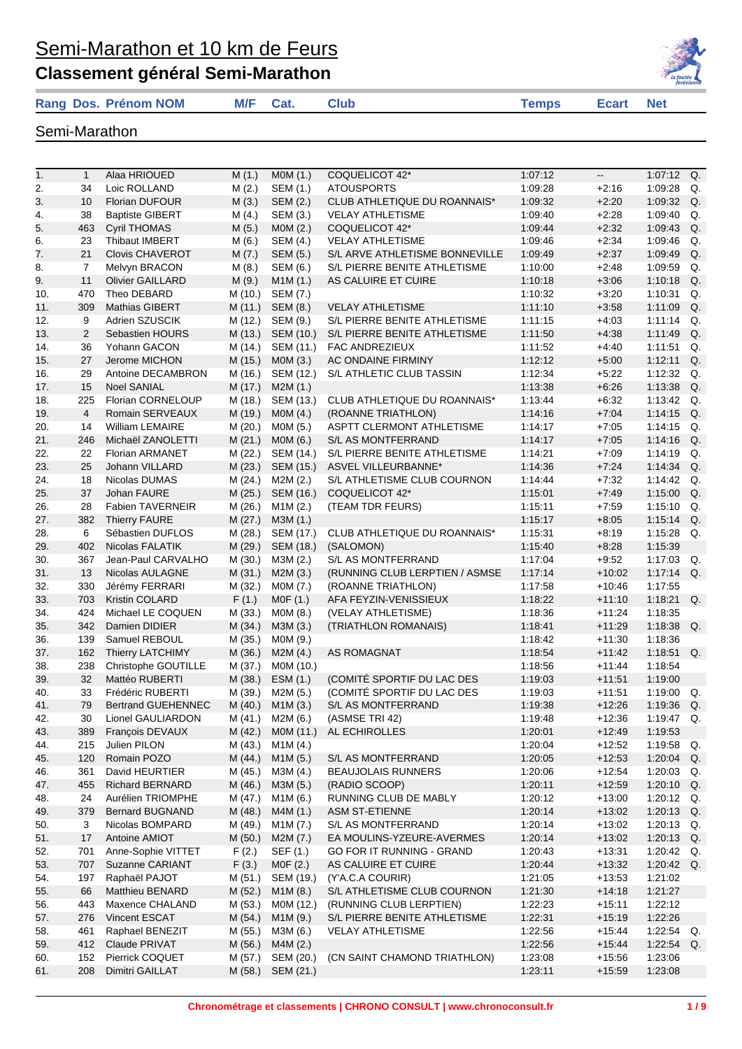# Semi-Marathon et 10 km de Feurs

## Classement général Semi-Marathon

### Semi-Marathon

| Rang | Dos. | Prénom NOM | M/F | Cat. | Club | Temps | Ecart | Net | |
|---|---|---|---|---|---|---|---|---|---|
| 1. | 1 | Alaa HRIOUED | M (1.) | M0M (1.) | COQUELICOT 42* | 1:07:12 | -- | 1:07:12 | Q. |
| 2. | 34 | Loic ROLLAND | M (2.) | SEM (1.) | ATOUSPORTS | 1:09:28 | +2:16 | 1:09:28 | Q. |
| 3. | 10 | Florian DUFOUR | M (3.) | SEM (2.) | CLUB ATHLETIQUE DU ROANNAIS* | 1:09:32 | +2:20 | 1:09:32 | Q. |
| 4. | 38 | Baptiste GIBERT | M (4.) | SEM (3.) | VELAY ATHLETISME | 1:09:40 | +2:28 | 1:09:40 | Q. |
| 5. | 463 | Cyril THOMAS | M (5.) | M0M (2.) | COQUELICOT 42* | 1:09:44 | +2:32 | 1:09:43 | Q. |
| 6. | 23 | Thibaut IMBERT | M (6.) | SEM (4.) | VELAY ATHLETISME | 1:09:46 | +2:34 | 1:09:46 | Q. |
| 7. | 21 | Clovis CHAVEROT | M (7.) | SEM (5.) | S/L ARVE ATHLETISME BONNEVILLE | 1:09:49 | +2:37 | 1:09:49 | Q. |
| 8. | 7 | Melvyn BRACON | M (8.) | SEM (6.) | S/L PIERRE BENITE ATHLETISME | 1:10:00 | +2:48 | 1:09:59 | Q. |
| 9. | 11 | Olivier GAILLARD | M (9.) | M1M (1.) | AS CALUIRE ET CUIRE | 1:10:18 | +3:06 | 1:10:18 | Q. |
| 10. | 470 | Theo DEBARD | M (10.) | SEM (7.) | | 1:10:32 | +3:20 | 1:10:31 | Q. |
| 11. | 309 | Mathias GIBERT | M (11.) | SEM (8.) | VELAY ATHLETISME | 1:11:10 | +3:58 | 1:11:09 | Q. |
| 12. | 9 | Adrien SZUSCIK | M (12.) | SEM (9.) | S/L PIERRE BENITE ATHLETISME | 1:11:15 | +4:03 | 1:11:14 | Q. |
| 13. | 2 | Sebastien HOURS | M (13.) | SEM (10.) | S/L PIERRE BENITE ATHLETISME | 1:11:50 | +4:38 | 1:11:49 | Q. |
| 14. | 36 | Yohann GACON | M (14.) | SEM (11.) | FAC ANDREZIEUX | 1:11:52 | +4:40 | 1:11:51 | Q. |
| 15. | 27 | Jerome MICHON | M (15.) | M0M (3.) | AC ONDAINE FIRMINY | 1:12:12 | +5:00 | 1:12:11 | Q. |
| 16. | 29 | Antoine DECAMBRON | M (16.) | SEM (12.) | S/L ATHLETIC CLUB TASSIN | 1:12:34 | +5:22 | 1:12:32 | Q. |
| 17. | 15 | Noel SANIAL | M (17.) | M2M (1.) | | 1:13:38 | +6:26 | 1:13:38 | Q. |
| 18. | 225 | Florian CORNELOUP | M (18.) | SEM (13.) | CLUB ATHLETIQUE DU ROANNAIS* | 1:13:44 | +6:32 | 1:13:42 | Q. |
| 19. | 4 | Romain SERVEAUX | M (19.) | M0M (4.) | (ROANNE TRIATHLON) | 1:14:16 | +7:04 | 1:14:15 | Q. |
| 20. | 14 | William LEMAIRE | M (20.) | M0M (5.) | ASPTT CLERMONT ATHLETISME | 1:14:17 | +7:05 | 1:14:15 | Q. |
| 21. | 246 | Michaël ZANOLETTI | M (21.) | M0M (6.) | S/L AS MONTFERRAND | 1:14:17 | +7:05 | 1:14:16 | Q. |
| 22. | 22 | Florian ARMANET | M (22.) | SEM (14.) | S/L PIERRE BENITE ATHLETISME | 1:14:21 | +7:09 | 1:14:19 | Q. |
| 23. | 25 | Johann VILLARD | M (23.) | SEM (15.) | ASVEL VILLEURBANNE* | 1:14:36 | +7:24 | 1:14:34 | Q. |
| 24. | 18 | Nicolas DUMAS | M (24.) | M2M (2.) | S/L ATHLETISME CLUB COURNON | 1:14:44 | +7:32 | 1:14:42 | Q. |
| 25. | 37 | Johan FAURE | M (25.) | SEM (16.) | COQUELICOT 42* | 1:15:01 | +7:49 | 1:15:00 | Q. |
| 26. | 28 | Fabien TAVERNEIR | M (26.) | M1M (2.) | (TEAM TDR FEURS) | 1:15:11 | +7:59 | 1:15:10 | Q. |
| 27. | 382 | Thierry FAURE | M (27.) | M3M (1.) | | 1:15:17 | +8:05 | 1:15:14 | Q. |
| 28. | 6 | Sébastien DUFLOS | M (28.) | SEM (17.) | CLUB ATHLETIQUE DU ROANNAIS* | 1:15:31 | +8:19 | 1:15:28 | Q. |
| 29. | 402 | Nicolas FALATIK | M (29.) | SEM (18.) | (SALOMON) | 1:15:40 | +8:28 | 1:15:39 | |
| 30. | 367 | Jean-Paul CARVALHO | M (30.) | M3M (2.) | S/L AS MONTFERRAND | 1:17:04 | +9:52 | 1:17:03 | Q. |
| 31. | 13 | Nicolas AULAGNE | M (31.) | M2M (3.) | (RUNNING CLUB LERPTIEN / ASMSE | 1:17:14 | +10:02 | 1:17:14 | Q. |
| 32. | 330 | Jérémy FERRARI | M (32.) | M0M (7.) | (ROANNE TRIATHLON) | 1:17:58 | +10:46 | 1:17:55 | |
| 33. | 703 | Kristin COLARD | F (1.) | M0F (1.) | AFA FEYZIN-VENISSIEUX | 1:18:22 | +11:10 | 1:18:21 | Q. |
| 34. | 424 | Michael LE COQUEN | M (33.) | M0M (8.) | (VELAY ATHLETISME) | 1:18:36 | +11:24 | 1:18:35 | |
| 35. | 342 | Damien DIDIER | M (34.) | M3M (3.) | (TRIATHLON ROMANAIS) | 1:18:41 | +11:29 | 1:18:38 | Q. |
| 36. | 139 | Samuel REBOUL | M (35.) | M0M (9.) | | 1:18:42 | +11:30 | 1:18:36 | |
| 37. | 162 | Thierry LATCHIMY | M (36.) | M2M (4.) | AS ROMAGNAT | 1:18:54 | +11:42 | 1:18:51 | Q. |
| 38. | 238 | Christophe GOUTILLE | M (37.) | M0M (10.) | | 1:18:56 | +11:44 | 1:18:54 | |
| 39. | 32 | Mattéo RUBERTI | M (38.) | ESM (1.) | (COMITÉ SPORTIF DU LAC DES | 1:19:03 | +11:51 | 1:19:00 | |
| 40. | 33 | Frédéric RUBERTI | M (39.) | M2M (5.) | (COMITÉ SPORTIF DU LAC DES | 1:19:03 | +11:51 | 1:19:00 | Q. |
| 41. | 79 | Bertrand GUEHENNEC | M (40.) | M1M (3.) | S/L AS MONTFERRAND | 1:19:38 | +12:26 | 1:19:36 | Q. |
| 42. | 30 | Lionel GAULIARDON | M (41.) | M2M (6.) | (ASMSE TRI 42) | 1:19:48 | +12:36 | 1:19:47 | Q. |
| 43. | 389 | François DEVAUX | M (42.) | M0M (11.) | AL ECHIROLLES | 1:20:01 | +12:49 | 1:19:53 | |
| 44. | 215 | Julien PILON | M (43.) | M1M (4.) | | 1:20:04 | +12:52 | 1:19:58 | Q. |
| 45. | 120 | Romain POZO | M (44.) | M1M (5.) | S/L AS MONTFERRAND | 1:20:05 | +12:53 | 1:20:04 | Q. |
| 46. | 361 | David HEURTIER | M (45.) | M3M (4.) | BEAUJOLAIS RUNNERS | 1:20:06 | +12:54 | 1:20:03 | Q. |
| 47. | 455 | Richard BERNARD | M (46.) | M3M (5.) | (RADIO SCOOP) | 1:20:11 | +12:59 | 1:20:10 | Q. |
| 48. | 24 | Aurélien TRIOMPHE | M (47.) | M1M (6.) | RUNNING CLUB DE MABLY | 1:20:12 | +13:00 | 1:20:12 | Q. |
| 49. | 379 | Bernard BUGNAND | M (48.) | M4M (1.) | ASM ST-ETIENNE | 1:20:14 | +13:02 | 1:20:13 | Q. |
| 50. | 3 | Nicolas BOMPARD | M (49.) | M1M (7.) | S/L AS MONTFERRAND | 1:20:14 | +13:02 | 1:20:13 | Q. |
| 51. | 17 | Antoine AMIOT | M (50.) | M2M (7.) | EA MOULINS-YZEURE-AVERMES | 1:20:14 | +13:02 | 1:20:13 | Q. |
| 52. | 701 | Anne-Sophie VITTET | F (2.) | SEF (1.) | GO FOR IT RUNNING - GRAND | 1:20:43 | +13:31 | 1:20:42 | Q. |
| 53. | 707 | Suzanne CARIANT | F (3.) | M0F (2.) | AS CALUIRE ET CUIRE | 1:20:44 | +13:32 | 1:20:42 | Q. |
| 54. | 197 | Raphaël PAJOT | M (51.) | SEM (19.) | (Y'A.C.A COURIR) | 1:21:05 | +13:53 | 1:21:02 | |
| 55. | 66 | Matthieu BENARD | M (52.) | M1M (8.) | S/L ATHLETISME CLUB COURNON | 1:21:30 | +14:18 | 1:21:27 | |
| 56. | 443 | Maxence CHALAND | M (53.) | M0M (12.) | (RUNNING CLUB LERPTIEN) | 1:22:23 | +15:11 | 1:22:12 | |
| 57. | 276 | Vincent ESCAT | M (54.) | M1M (9.) | S/L PIERRE BENITE ATHLETISME | 1:22:31 | +15:19 | 1:22:26 | |
| 58. | 461 | Raphael BENEZIT | M (55.) | M3M (6.) | VELAY ATHLETISME | 1:22:56 | +15:44 | 1:22:54 | Q. |
| 59. | 412 | Claude PRIVAT | M (56.) | M4M (2.) | | 1:22:56 | +15:44 | 1:22:54 | Q. |
| 60. | 152 | Pierrick COQUET | M (57.) | SEM (20.) | (CN SAINT CHAMOND TRIATHLON) | 1:23:08 | +15:56 | 1:23:06 | |
| 61. | 208 | Dimitri GAILLAT | M (58.) | SEM (21.) | | 1:23:11 | +15:59 | 1:23:08 | |

Chronométrage et classements | CHRONO CONSULT | www.chronoconsult.fr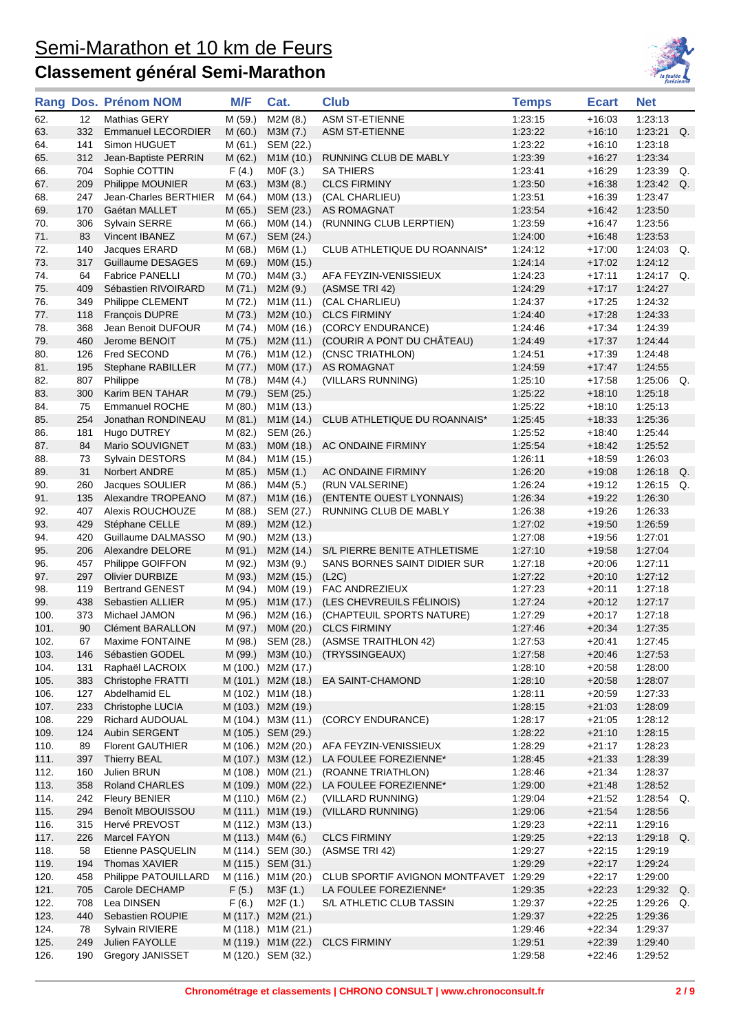# Semi-Marathon et 10 km de Feurs

## Classement général Semi-Marathon

| Rang | Dos. | Prénom NOM | M/F | Cat. | Club | Temps | Ecart | Net | |
|---|---|---|---|---|---|---|---|---|---|
| 62. | 12 | Mathias GERY | M (59.) | M2M (8.) | ASM ST-ETIENNE | 1:23:15 | +16:03 | 1:23:13 | |
| 63. | 332 | Emmanuel LECORDIER | M (60.) | M3M (7.) | ASM ST-ETIENNE | 1:23:22 | +16:10 | 1:23:21 | Q. |
| 64. | 141 | Simon HUGUET | M (61.) | SEM (22.) | | 1:23:22 | +16:10 | 1:23:18 | |
| 65. | 312 | Jean-Baptiste PERRIN | M (62.) | M1M (10.) | RUNNING CLUB DE MABLY | 1:23:39 | +16:27 | 1:23:34 | |
| 66. | 704 | Sophie COTTIN | F (4.) | M0F (3.) | SA THIERS | 1:23:41 | +16:29 | 1:23:39 | Q. |
| 67. | 209 | Philippe MOUNIER | M (63.) | M3M (8.) | CLCS FIRMINY | 1:23:50 | +16:38 | 1:23:42 | Q. |
| 68. | 247 | Jean-Charles BERTHIER | M (64.) | M0M (13.) | (CAL CHARLIEU) | 1:23:51 | +16:39 | 1:23:47 | |
| 69. | 170 | Gaétan MALLET | M (65.) | SEM (23.) | AS ROMAGNAT | 1:23:54 | +16:42 | 1:23:50 | |
| 70. | 306 | Sylvain SERRE | M (66.) | M0M (14.) | (RUNNING CLUB LERPTIEN) | 1:23:59 | +16:47 | 1:23:56 | |
| 71. | 83 | Vincent IBANEZ | M (67.) | SEM (24.) | | 1:24:00 | +16:48 | 1:23:53 | |
| 72. | 140 | Jacques ERARD | M (68.) | M6M (1.) | CLUB ATHLETIQUE DU ROANNAIS* | 1:24:12 | +17:00 | 1:24:03 | Q. |
| 73. | 317 | Guillaume DESAGES | M (69.) | M0M (15.) | | 1:24:14 | +17:02 | 1:24:12 | |
| 74. | 64 | Fabrice PANELLI | M (70.) | M4M (3.) | AFA FEYZIN-VENISSIEUX | 1:24:23 | +17:11 | 1:24:17 | Q. |
| 75. | 409 | Sébastien RIVOIRARD | M (71.) | M2M (9.) | (ASMSE TRI 42) | 1:24:29 | +17:17 | 1:24:27 | |
| 76. | 349 | Philippe CLEMENT | M (72.) | M1M (11.) | (CAL CHARLIEU) | 1:24:37 | +17:25 | 1:24:32 | |
| 77. | 118 | François DUPRE | M (73.) | M2M (10.) | CLCS FIRMINY | 1:24:40 | +17:28 | 1:24:33 | |
| 78. | 368 | Jean Benoit DUFOUR | M (74.) | M0M (16.) | (CORCY ENDURANCE) | 1:24:46 | +17:34 | 1:24:39 | |
| 79. | 460 | Jerome BENOIT | M (75.) | M2M (11.) | (COURIR A PONT DU CHÂTEAU) | 1:24:49 | +17:37 | 1:24:44 | |
| 80. | 126 | Fred SECOND | M (76.) | M1M (12.) | (CNSC TRIATHLON) | 1:24:51 | +17:39 | 1:24:48 | |
| 81. | 195 | Stephane RABILLER | M (77.) | M0M (17.) | AS ROMAGNAT | 1:24:59 | +17:47 | 1:24:55 | |
| 82. | 807 | Philippe | M (78.) | M4M (4.) | (VILLARS RUNNING) | 1:25:10 | +17:58 | 1:25:06 | Q. |
| 83. | 300 | Karim BEN TAHAR | M (79.) | SEM (25.) | | 1:25:22 | +18:10 | 1:25:18 | |
| 84. | 75 | Emmanuel ROCHE | M (80.) | M1M (13.) | | 1:25:22 | +18:10 | 1:25:13 | |
| 85. | 254 | Jonathan RONDINEAU | M (81.) | M1M (14.) | CLUB ATHLETIQUE DU ROANNAIS* | 1:25:45 | +18:33 | 1:25:36 | |
| 86. | 181 | Hugo DUTREY | M (82.) | SEM (26.) | | 1:25:52 | +18:40 | 1:25:44 | |
| 87. | 84 | Mario SOUVIGNET | M (83.) | M0M (18.) | AC ONDAINE FIRMINY | 1:25:54 | +18:42 | 1:25:52 | |
| 88. | 73 | Sylvain DESTORS | M (84.) | M1M (15.) | | 1:26:11 | +18:59 | 1:26:03 | |
| 89. | 31 | Norbert ANDRE | M (85.) | M5M (1.) | AC ONDAINE FIRMINY | 1:26:20 | +19:08 | 1:26:18 | Q. |
| 90. | 260 | Jacques SOULIER | M (86.) | M4M (5.) | (RUN VALSERINE) | 1:26:24 | +19:12 | 1:26:15 | Q. |
| 91. | 135 | Alexandre TROPEANO | M (87.) | M1M (16.) | (ENTENTE OUEST LYONNAIS) | 1:26:34 | +19:22 | 1:26:30 | |
| 92. | 407 | Alexis ROUCHOUZE | M (88.) | SEM (27.) | RUNNING CLUB DE MABLY | 1:26:38 | +19:26 | 1:26:33 | |
| 93. | 429 | Stéphane CELLE | M (89.) | M2M (12.) | | 1:27:02 | +19:50 | 1:26:59 | |
| 94. | 420 | Guillaume DALMASSO | M (90.) | M2M (13.) | | 1:27:08 | +19:56 | 1:27:01 | |
| 95. | 206 | Alexandre DELORE | M (91.) | M2M (14.) | S/L PIERRE BENITE ATHLETISME | 1:27:10 | +19:58 | 1:27:04 | |
| 96. | 457 | Philippe GOIFFON | M (92.) | M3M (9.) | SANS BORNES SAINT DIDIER SUR | 1:27:18 | +20:06 | 1:27:11 | |
| 97. | 297 | Olivier DURBIZE | M (93.) | M2M (15.) | (L2C) | 1:27:22 | +20:10 | 1:27:12 | |
| 98. | 119 | Bertrand GENEST | M (94.) | M0M (19.) | FAC ANDREZIEUX | 1:27:23 | +20:11 | 1:27:18 | |
| 99. | 438 | Sebastien ALLIER | M (95.) | M1M (17.) | (LES CHEVREUILS FÉLINOIS) | 1:27:24 | +20:12 | 1:27:17 | |
| 100. | 373 | Michael JAMON | M (96.) | M2M (16.) | (CHAPTEUIL SPORTS NATURE) | 1:27:29 | +20:17 | 1:27:18 | |
| 101. | 90 | Clément BARALLON | M (97.) | M0M (20.) | CLCS FIRMINY | 1:27:46 | +20:34 | 1:27:35 | |
| 102. | 67 | Maxime FONTAINE | M (98.) | SEM (28.) | (ASMSE TRAITHLON 42) | 1:27:53 | +20:41 | 1:27:45 | |
| 103. | 146 | Sébastien GODEL | M (99.) | M3M (10.) | (TRYSSINGEAUX) | 1:27:58 | +20:46 | 1:27:53 | |
| 104. | 131 | Raphaël LACROIX | M (100.) | M2M (17.) | | 1:28:10 | +20:58 | 1:28:00 | |
| 105. | 383 | Christophe FRATTI | M (101.) | M2M (18.) | EA SAINT-CHAMOND | 1:28:10 | +20:58 | 1:28:07 | |
| 106. | 127 | Abdelhamid EL | M (102.) | M1M (18.) | | 1:28:11 | +20:59 | 1:27:33 | |
| 107. | 233 | Christophe LUCIA | M (103.) | M2M (19.) | | 1:28:15 | +21:03 | 1:28:09 | |
| 108. | 229 | Richard AUDOUAL | M (104.) | M3M (11.) | (CORCY ENDURANCE) | 1:28:17 | +21:05 | 1:28:12 | |
| 109. | 124 | Aubin SERGENT | M (105.) | SEM (29.) | | 1:28:22 | +21:10 | 1:28:15 | |
| 110. | 89 | Florent GAUTHIER | M (106.) | M2M (20.) | AFA FEYZIN-VENISSIEUX | 1:28:29 | +21:17 | 1:28:23 | |
| 111. | 397 | Thierry BEAL | M (107.) | M3M (12.) | LA FOULEE FOREZIENNE* | 1:28:45 | +21:33 | 1:28:39 | |
| 112. | 160 | Julien BRUN | M (108.) | M0M (21.) | (ROANNE TRIATHLON) | 1:28:46 | +21:34 | 1:28:37 | |
| 113. | 358 | Roland CHARLES | M (109.) | M0M (22.) | LA FOULEE FOREZIENNE* | 1:29:00 | +21:48 | 1:28:52 | |
| 114. | 242 | Fleury BENIER | M (110.) | M6M (2.) | (VILLARD RUNNING) | 1:29:04 | +21:52 | 1:28:54 | Q. |
| 115. | 294 | Benoît MBOUISSOU | M (111.) | M1M (19.) | (VILLARD RUNNING) | 1:29:06 | +21:54 | 1:28:56 | |
| 116. | 315 | Hervé PREVOST | M (112.) | M3M (13.) | | 1:29:23 | +22:11 | 1:29:16 | |
| 117. | 226 | Marcel FAYON | M (113.) | M4M (6.) | CLCS FIRMINY | 1:29:25 | +22:13 | 1:29:18 | Q. |
| 118. | 58 | Etienne PASQUELIN | M (114.) | SEM (30.) | (ASMSE TRI 42) | 1:29:27 | +22:15 | 1:29:19 | |
| 119. | 194 | Thomas XAVIER | M (115.) | SEM (31.) | | 1:29:29 | +22:17 | 1:29:24 | |
| 120. | 458 | Philippe PATOUILLARD | M (116.) | M1M (20.) | CLUB SPORTIF AVIGNON MONTFAVET | 1:29:29 | +22:17 | 1:29:00 | |
| 121. | 705 | Carole DECHAMP | F (5.) | M3F (1.) | LA FOULEE FOREZIENNE* | 1:29:35 | +22:23 | 1:29:32 | Q. |
| 122. | 708 | Lea DINSEN | F (6.) | M2F (1.) | S/L ATHLETIC CLUB TASSIN | 1:29:37 | +22:25 | 1:29:26 | Q. |
| 123. | 440 | Sebastien ROUPIE | M (117.) | M2M (21.) | | 1:29:37 | +22:25 | 1:29:36 | |
| 124. | 78 | Sylvain RIVIERE | M (118.) | M1M (21.) | | 1:29:46 | +22:34 | 1:29:37 | |
| 125. | 249 | Julien FAYOLLE | M (119.) | M1M (22.) | CLCS FIRMINY | 1:29:51 | +22:39 | 1:29:40 | |
| 126. | 190 | Gregory JANISSET | M (120.) | SEM (32.) | | 1:29:58 | +22:46 | 1:29:52 | |

Chronométrage et classements | CHRONO CONSULT | www.chronoconsult.fr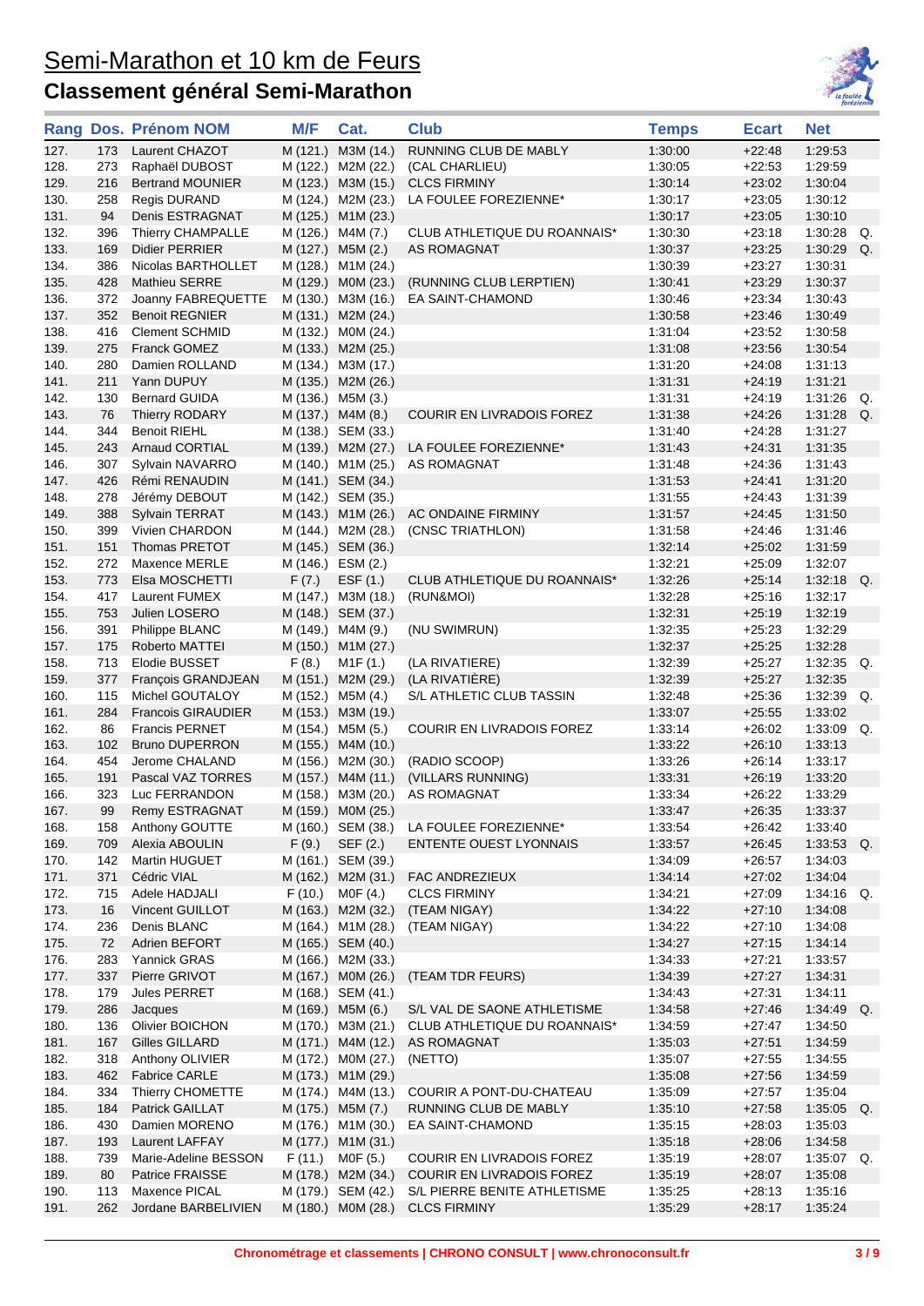# Semi-Marathon et 10 km de Feurs

## Classement général Semi-Marathon

| Rang | Dos. | Prénom NOM | M/F | Cat. | Club | Temps | Ecart | Net | |
|---|---|---|---|---|---|---|---|---|---|
| 127. | 173 | Laurent CHAZOT | M (121.) | M3M (14.) | RUNNING CLUB DE MABLY | 1:30:00 | +22:48 | 1:29:53 | |
| 128. | 273 | Raphaël DUBOST | M (122.) | M2M (22.) | (CAL CHARLIEU) | 1:30:05 | +22:53 | 1:29:59 | |
| 129. | 216 | Bertrand MOUNIER | M (123.) | M3M (15.) | CLCS FIRMINY | 1:30:14 | +23:02 | 1:30:04 | |
| 130. | 258 | Regis DURAND | M (124.) | M2M (23.) | LA FOULEE FOREZIENNE* | 1:30:17 | +23:05 | 1:30:12 | |
| 131. | 94 | Denis ESTRAGNAT | M (125.) | M1M (23.) | | 1:30:17 | +23:05 | 1:30:10 | |
| 132. | 396 | Thierry CHAMPALLE | M (126.) | M4M (7.) | CLUB ATHLETIQUE DU ROANNAIS* | 1:30:30 | +23:18 | 1:30:28 | Q. |
| 133. | 169 | Didier PERRIER | M (127.) | M5M (2.) | AS ROMAGNAT | 1:30:37 | +23:25 | 1:30:29 | Q. |
| 134. | 386 | Nicolas BARTHOLLET | M (128.) | M1M (24.) | | 1:30:39 | +23:27 | 1:30:31 | |
| 135. | 428 | Mathieu SERRE | M (129.) | M0M (23.) | (RUNNING CLUB LERPTIEN) | 1:30:41 | +23:29 | 1:30:37 | |
| 136. | 372 | Joanny FABREQUETTE | M (130.) | M3M (16.) | EA SAINT-CHAMOND | 1:30:46 | +23:34 | 1:30:43 | |
| 137. | 352 | Benoit REGNIER | M (131.) | M2M (24.) | | 1:30:58 | +23:46 | 1:30:49 | |
| 138. | 416 | Clement SCHMID | M (132.) | M0M (24.) | | 1:31:04 | +23:52 | 1:30:58 | |
| 139. | 275 | Franck GOMEZ | M (133.) | M2M (25.) | | 1:31:08 | +23:56 | 1:30:54 | |
| 140. | 280 | Damien ROLLAND | M (134.) | M3M (17.) | | 1:31:20 | +24:08 | 1:31:13 | |
| 141. | 211 | Yann DUPUY | M (135.) | M2M (26.) | | 1:31:31 | +24:19 | 1:31:21 | |
| 142. | 130 | Bernard GUIDA | M (136.) | M5M (3.) | | 1:31:31 | +24:19 | 1:31:26 | Q. |
| 143. | 76 | Thierry RODARY | M (137.) | M4M (8.) | COURIR EN LIVRADOIS FOREZ | 1:31:38 | +24:26 | 1:31:28 | Q. |
| 144. | 344 | Benoit RIEHL | M (138.) | SEM (33.) | | 1:31:40 | +24:28 | 1:31:27 | |
| 145. | 243 | Arnaud CORTIAL | M (139.) | M2M (27.) | LA FOULEE FOREZIENNE* | 1:31:43 | +24:31 | 1:31:35 | |
| 146. | 307 | Sylvain NAVARRO | M (140.) | M1M (25.) | AS ROMAGNAT | 1:31:48 | +24:36 | 1:31:43 | |
| 147. | 426 | Rémi RENAUDIN | M (141.) | SEM (34.) | | 1:31:53 | +24:41 | 1:31:20 | |
| 148. | 278 | Jérémy DEBOUT | M (142.) | SEM (35.) | | 1:31:55 | +24:43 | 1:31:39 | |
| 149. | 388 | Sylvain TERRAT | M (143.) | M1M (26.) | AC ONDAINE FIRMINY | 1:31:57 | +24:45 | 1:31:50 | |
| 150. | 399 | Vivien CHARDON | M (144.) | M2M (28.) | (CNSC TRIATHLON) | 1:31:58 | +24:46 | 1:31:46 | |
| 151. | 151 | Thomas PRETOT | M (145.) | SEM (36.) | | 1:32:14 | +25:02 | 1:31:59 | |
| 152. | 272 | Maxence MERLE | M (146.) | ESM (2.) | | 1:32:21 | +25:09 | 1:32:07 | |
| 153. | 773 | Elsa MOSCHETTI | F (7.) | ESF (1.) | CLUB ATHLETIQUE DU ROANNAIS* | 1:32:26 | +25:14 | 1:32:18 | Q. |
| 154. | 417 | Laurent FUMEX | M (147.) | M3M (18.) | (RUN&MOI) | 1:32:28 | +25:16 | 1:32:17 | |
| 155. | 753 | Julien LOSERO | M (148.) | SEM (37.) | | 1:32:31 | +25:19 | 1:32:19 | |
| 156. | 391 | Philippe BLANC | M (149.) | M4M (9.) | (NU SWIMRUN) | 1:32:35 | +25:23 | 1:32:29 | |
| 157. | 175 | Roberto MATTEI | M (150.) | M1M (27.) | | 1:32:37 | +25:25 | 1:32:28 | |
| 158. | 713 | Elodie BUSSET | F (8.) | M1F (1.) | (LA RIVATIERE) | 1:32:39 | +25:27 | 1:32:35 | Q. |
| 159. | 377 | François GRANDJEAN | M (151.) | M2M (29.) | (LA RIVATIÈRE) | 1:32:39 | +25:27 | 1:32:35 | |
| 160. | 115 | Michel GOUTALOY | M (152.) | M5M (4.) | S/L ATHLETIC CLUB TASSIN | 1:32:48 | +25:36 | 1:32:39 | Q. |
| 161. | 284 | Francois GIRAUDIER | M (153.) | M3M (19.) | | 1:33:07 | +25:55 | 1:33:02 | |
| 162. | 86 | Francis PERNET | M (154.) | M5M (5.) | COURIR EN LIVRADOIS FOREZ | 1:33:14 | +26:02 | 1:33:09 | Q. |
| 163. | 102 | Bruno DUPERRON | M (155.) | M4M (10.) | | 1:33:22 | +26:10 | 1:33:13 | |
| 164. | 454 | Jerome CHALAND | M (156.) | M2M (30.) | (RADIO SCOOP) | 1:33:26 | +26:14 | 1:33:17 | |
| 165. | 191 | Pascal VAZ TORRES | M (157.) | M4M (11.) | (VILLARS RUNNING) | 1:33:31 | +26:19 | 1:33:20 | |
| 166. | 323 | Luc FERRANDON | M (158.) | M3M (20.) | AS ROMAGNAT | 1:33:34 | +26:22 | 1:33:29 | |
| 167. | 99 | Remy ESTRAGNAT | M (159.) | M0M (25.) | | 1:33:47 | +26:35 | 1:33:37 | |
| 168. | 158 | Anthony GOUTTE | M (160.) | SEM (38.) | LA FOULEE FOREZIENNE* | 1:33:54 | +26:42 | 1:33:40 | |
| 169. | 709 | Alexia ABOULIN | F (9.) | SEF (2.) | ENTENTE OUEST LYONNAIS | 1:33:57 | +26:45 | 1:33:53 | Q. |
| 170. | 142 | Martin HUGUET | M (161.) | SEM (39.) | | 1:34:09 | +26:57 | 1:34:03 | |
| 171. | 371 | Cédric VIAL | M (162.) | M2M (31.) | FAC ANDREZIEUX | 1:34:14 | +27:02 | 1:34:04 | |
| 172. | 715 | Adele HADJALI | F (10.) | M0F (4.) | CLCS FIRMINY | 1:34:21 | +27:09 | 1:34:16 | Q. |
| 173. | 16 | Vincent GUILLOT | M (163.) | M2M (32.) | (TEAM NIGAY) | 1:34:22 | +27:10 | 1:34:08 | |
| 174. | 236 | Denis BLANC | M (164.) | M1M (28.) | (TEAM NIGAY) | 1:34:22 | +27:10 | 1:34:08 | |
| 175. | 72 | Adrien BEFORT | M (165.) | SEM (40.) | | 1:34:27 | +27:15 | 1:34:14 | |
| 176. | 283 | Yannick GRAS | M (166.) | M2M (33.) | | 1:34:33 | +27:21 | 1:33:57 | |
| 177. | 337 | Pierre GRIVOT | M (167.) | M0M (26.) | (TEAM TDR FEURS) | 1:34:39 | +27:27 | 1:34:31 | |
| 178. | 179 | Jules PERRET | M (168.) | SEM (41.) | | 1:34:43 | +27:31 | 1:34:11 | |
| 179. | 286 | Jacques | M (169.) | M5M (6.) | S/L VAL DE SAONE ATHLETISME | 1:34:58 | +27:46 | 1:34:49 | Q. |
| 180. | 136 | Olivier BOICHON | M (170.) | M3M (21.) | CLUB ATHLETIQUE DU ROANNAIS* | 1:34:59 | +27:47 | 1:34:50 | |
| 181. | 167 | Gilles GILLARD | M (171.) | M4M (12.) | AS ROMAGNAT | 1:35:03 | +27:51 | 1:34:59 | |
| 182. | 318 | Anthony OLIVIER | M (172.) | M0M (27.) | (NETTO) | 1:35:07 | +27:55 | 1:34:55 | |
| 183. | 462 | Fabrice CARLE | M (173.) | M1M (29.) | | 1:35:08 | +27:56 | 1:34:59 | |
| 184. | 334 | Thierry CHOMETTE | M (174.) | M4M (13.) | COURIR A PONT-DU-CHATEAU | 1:35:09 | +27:57 | 1:35:04 | |
| 185. | 184 | Patrick GAILLAT | M (175.) | M5M (7.) | RUNNING CLUB DE MABLY | 1:35:10 | +27:58 | 1:35:05 | Q. |
| 186. | 430 | Damien MORENO | M (176.) | M1M (30.) | EA SAINT-CHAMOND | 1:35:15 | +28:03 | 1:35:03 | |
| 187. | 193 | Laurent LAFFAY | M (177.) | M1M (31.) | | 1:35:18 | +28:06 | 1:34:58 | |
| 188. | 739 | Marie-Adeline BESSON | F (11.) | M0F (5.) | COURIR EN LIVRADOIS FOREZ | 1:35:19 | +28:07 | 1:35:07 | Q. |
| 189. | 80 | Patrice FRAISSE | M (178.) | M2M (34.) | COURIR EN LIVRADOIS FOREZ | 1:35:19 | +28:07 | 1:35:08 | |
| 190. | 113 | Maxence PICAL | M (179.) | SEM (42.) | S/L PIERRE BENITE ATHLETISME | 1:35:25 | +28:13 | 1:35:16 | |
| 191. | 262 | Jordane BARBELIVIEN | M (180.) | M0M (28.) | CLCS FIRMINY | 1:35:29 | +28:17 | 1:35:24 | |

Chronométrage et classements | CHRONO CONSULT | www.chronoconsult.fr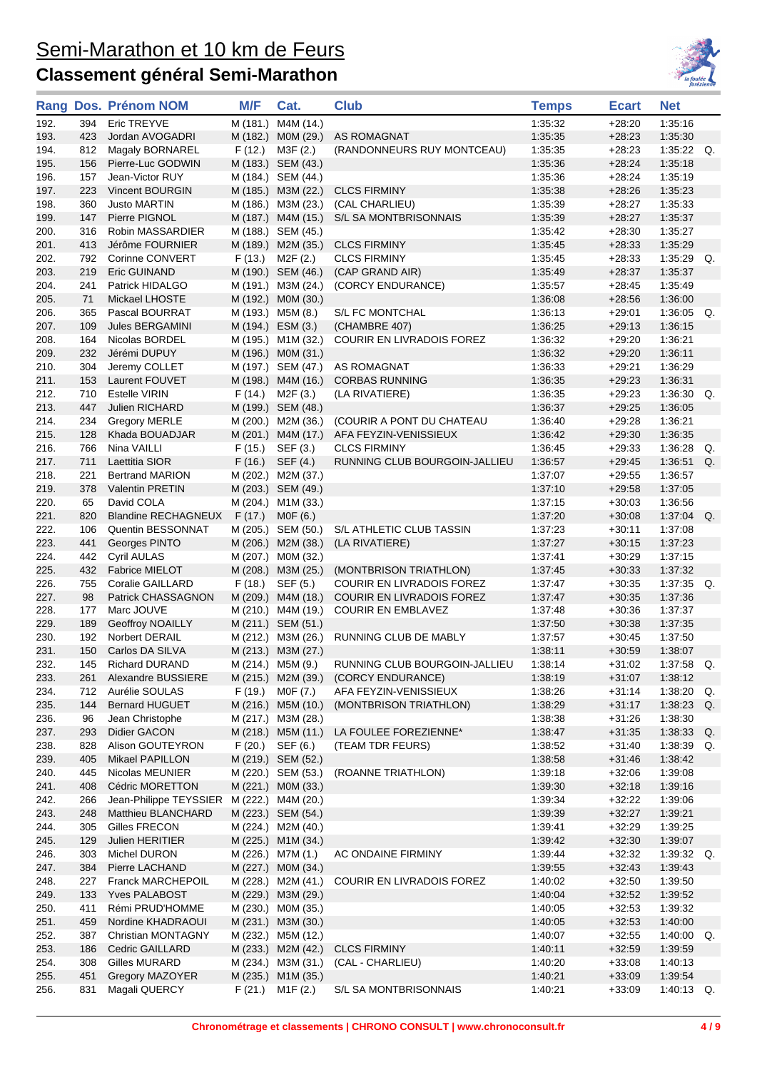# Semi-Marathon et 10 km de Feurs

## Classement général Semi-Marathon

| Rang | Dos. | Prénom NOM | M/F | Cat. | Club | Temps | Ecart | Net | |
|---|---|---|---|---|---|---|---|---|---|
| 192. | 394 | Eric TREYVE | M (181.) | M4M (14.) | | 1:35:32 | +28:20 | 1:35:16 | |
| 193. | 423 | Jordan AVOGADRI | M (182.) | M0M (29.) | AS ROMAGNAT | 1:35:35 | +28:23 | 1:35:30 | |
| 194. | 812 | Magaly BORNAREL | F (12.) | M3F (2.) | (RANDONNEURS RUY MONTCEAU) | 1:35:35 | +28:23 | 1:35:22 | Q. |
| 195. | 156 | Pierre-Luc GODWIN | M (183.) | SEM (43.) | | 1:35:36 | +28:24 | 1:35:18 | |
| 196. | 157 | Jean-Victor RUY | M (184.) | SEM (44.) | | 1:35:36 | +28:24 | 1:35:19 | |
| 197. | 223 | Vincent BOURGIN | M (185.) | M3M (22.) | CLCS FIRMINY | 1:35:38 | +28:26 | 1:35:23 | |
| 198. | 360 | Justo MARTIN | M (186.) | M3M (23.) | (CAL CHARLIEU) | 1:35:39 | +28:27 | 1:35:33 | |
| 199. | 147 | Pierre PIGNOL | M (187.) | M4M (15.) | S/L SA MONTBRISONNAIS | 1:35:39 | +28:27 | 1:35:37 | |
| 200. | 316 | Robin MASSARDIER | M (188.) | SEM (45.) | | 1:35:42 | +28:30 | 1:35:27 | |
| 201. | 413 | Jérôme FOURNIER | M (189.) | M2M (35.) | CLCS FIRMINY | 1:35:45 | +28:33 | 1:35:29 | |
| 202. | 792 | Corinne CONVERT | F (13.) | M2F (2.) | CLCS FIRMINY | 1:35:45 | +28:33 | 1:35:29 | Q. |
| 203. | 219 | Eric GUINAND | M (190.) | SEM (46.) | (CAP GRAND AIR) | 1:35:49 | +28:37 | 1:35:37 | |
| 204. | 241 | Patrick HIDALGO | M (191.) | M3M (24.) | (CORCY ENDURANCE) | 1:35:57 | +28:45 | 1:35:49 | |
| 205. | 71 | Mickael LHOSTE | M (192.) | M0M (30.) | | 1:36:08 | +28:56 | 1:36:00 | |
| 206. | 365 | Pascal BOURRAT | M (193.) | M5M (8.) | S/L FC MONTCHAL | 1:36:13 | +29:01 | 1:36:05 | Q. |
| 207. | 109 | Jules BERGAMINI | M (194.) | ESM (3.) | (CHAMBRE 407) | 1:36:25 | +29:13 | 1:36:15 | |
| 208. | 164 | Nicolas BORDEL | M (195.) | M1M (32.) | COURIR EN LIVRADOIS FOREZ | 1:36:32 | +29:20 | 1:36:21 | |
| 209. | 232 | Jérémi DUPUY | M (196.) | M0M (31.) | | 1:36:32 | +29:20 | 1:36:11 | |
| 210. | 304 | Jeremy COLLET | M (197.) | SEM (47.) | AS ROMAGNAT | 1:36:33 | +29:21 | 1:36:29 | |
| 211. | 153 | Laurent FOUVET | M (198.) | M4M (16.) | CORBAS RUNNING | 1:36:35 | +29:23 | 1:36:31 | |
| 212. | 710 | Estelle VIRIN | F (14.) | M2F (3.) | (LA RIVATIERE) | 1:36:35 | +29:23 | 1:36:30 | Q. |
| 213. | 447 | Julien RICHARD | M (199.) | SEM (48.) | | 1:36:37 | +29:25 | 1:36:05 | |
| 214. | 234 | Gregory MERLE | M (200.) | M2M (36.) | (COURIR A PONT DU CHATEAU | 1:36:40 | +29:28 | 1:36:21 | |
| 215. | 128 | Khada BOUADJAR | M (201.) | M4M (17.) | AFA FEYZIN-VENISSIEUX | 1:36:42 | +29:30 | 1:36:35 | |
| 216. | 766 | Nina VAILLI | F (15.) | SEF (3.) | CLCS FIRMINY | 1:36:45 | +29:33 | 1:36:28 | Q. |
| 217. | 711 | Laettitia SIOR | F (16.) | SEF (4.) | RUNNING CLUB BOURGOIN-JALLIEU | 1:36:57 | +29:45 | 1:36:51 | Q. |
| 218. | 221 | Bertrand MARION | M (202.) | M2M (37.) | | 1:37:07 | +29:55 | 1:36:57 | |
| 219. | 378 | Valentin PRETIN | M (203.) | SEM (49.) | | 1:37:10 | +29:58 | 1:37:05 | |
| 220. | 65 | David COLA | M (204.) | M1M (33.) | | 1:37:15 | +30:03 | 1:36:56 | |
| 221. | 820 | Blandine RECHAGNEUX | F (17.) | M0F (6.) | | 1:37:20 | +30:08 | 1:37:04 | Q. |
| 222. | 106 | Quentin BESSONNAT | M (205.) | SEM (50.) | S/L ATHLETIC CLUB TASSIN | 1:37:23 | +30:11 | 1:37:08 | |
| 223. | 441 | Georges PINTO | M (206.) | M2M (38.) | (LA RIVATIERE) | 1:37:27 | +30:15 | 1:37:23 | |
| 224. | 442 | Cyril AULAS | M (207.) | M0M (32.) | | 1:37:41 | +30:29 | 1:37:15 | |
| 225. | 432 | Fabrice MIELOT | M (208.) | M3M (25.) | (MONTBRISON TRIATHLON) | 1:37:45 | +30:33 | 1:37:32 | |
| 226. | 755 | Coralie GAILLARD | F (18.) | SEF (5.) | COURIR EN LIVRADOIS FOREZ | 1:37:47 | +30:35 | 1:37:35 | Q. |
| 227. | 98 | Patrick CHASSAGNON | M (209.) | M4M (18.) | COURIR EN LIVRADOIS FOREZ | 1:37:47 | +30:35 | 1:37:36 | |
| 228. | 177 | Marc JOUVE | M (210.) | M4M (19.) | COURIR EN EMBLAVEZ | 1:37:48 | +30:36 | 1:37:37 | |
| 229. | 189 | Geoffroy NOAILLY | M (211.) | SEM (51.) | | 1:37:50 | +30:38 | 1:37:35 | |
| 230. | 192 | Norbert DERAIL | M (212.) | M3M (26.) | RUNNING CLUB DE MABLY | 1:37:57 | +30:45 | 1:37:50 | |
| 231. | 150 | Carlos DA SILVA | M (213.) | M3M (27.) | | 1:38:11 | +30:59 | 1:38:07 | |
| 232. | 145 | Richard DURAND | M (214.) | M5M (9.) | RUNNING CLUB BOURGOIN-JALLIEU | 1:38:14 | +31:02 | 1:37:58 | Q. |
| 233. | 261 | Alexandre BUSSIERE | M (215.) | M2M (39.) | (CORCY ENDURANCE) | 1:38:19 | +31:07 | 1:38:12 | |
| 234. | 712 | Aurélie SOULAS | F (19.) | M0F (7.) | AFA FEYZIN-VENISSIEUX | 1:38:26 | +31:14 | 1:38:20 | Q. |
| 235. | 144 | Bernard HUGUET | M (216.) | M5M (10.) | (MONTBRISON TRIATHLON) | 1:38:29 | +31:17 | 1:38:23 | Q. |
| 236. | 96 | Jean Christophe | M (217.) | M3M (28.) | | 1:38:38 | +31:26 | 1:38:30 | |
| 237. | 293 | Didier GACON | M (218.) | M5M (11.) | LA FOULEE FOREZIENNE* | 1:38:47 | +31:35 | 1:38:33 | Q. |
| 238. | 828 | Alison GOUTEYRON | F (20.) | SEF (6.) | (TEAM TDR FEURS) | 1:38:52 | +31:40 | 1:38:39 | Q. |
| 239. | 405 | Mikael PAPILLON | M (219.) | SEM (52.) | | 1:38:58 | +31:46 | 1:38:42 | |
| 240. | 445 | Nicolas MEUNIER | M (220.) | SEM (53.) | (ROANNE TRIATHLON) | 1:39:18 | +32:06 | 1:39:08 | |
| 241. | 408 | Cédric MORETTON | M (221.) | M0M (33.) | | 1:39:30 | +32:18 | 1:39:16 | |
| 242. | 266 | Jean-Philippe TEYSSIER | M (222.) | M4M (20.) | | 1:39:34 | +32:22 | 1:39:06 | |
| 243. | 248 | Matthieu BLANCHARD | M (223.) | SEM (54.) | | 1:39:39 | +32:27 | 1:39:21 | |
| 244. | 305 | Gilles FRECON | M (224.) | M2M (40.) | | 1:39:41 | +32:29 | 1:39:25 | |
| 245. | 129 | Julien HERITIER | M (225.) | M1M (34.) | | 1:39:42 | +32:30 | 1:39:07 | |
| 246. | 303 | Michel DURON | M (226.) | M7M (1.) | AC ONDAINE FIRMINY | 1:39:44 | +32:32 | 1:39:32 | Q. |
| 247. | 384 | Pierre LACHAND | M (227.) | M0M (34.) | | 1:39:55 | +32:43 | 1:39:43 | |
| 248. | 227 | Franck MARCHEPOIL | M (228.) | M2M (41.) | COURIR EN LIVRADOIS FOREZ | 1:40:02 | +32:50 | 1:39:50 | |
| 249. | 133 | Yves PALABOST | M (229.) | M3M (29.) | | 1:40:04 | +32:52 | 1:39:52 | |
| 250. | 411 | Rémi PRUD'HOMME | M (230.) | M0M (35.) | | 1:40:05 | +32:53 | 1:39:32 | |
| 251. | 459 | Nordine KHADRAOUI | M (231.) | M3M (30.) | | 1:40:05 | +32:53 | 1:40:00 | |
| 252. | 387 | Christian MONTAGNY | M (232.) | M5M (12.) | | 1:40:07 | +32:55 | 1:40:00 | Q. |
| 253. | 186 | Cedric GAILLARD | M (233.) | M2M (42.) | CLCS FIRMINY | 1:40:11 | +32:59 | 1:39:59 | |
| 254. | 308 | Gilles MURARD | M (234.) | M3M (31.) | (CAL - CHARLIEU) | 1:40:20 | +33:08 | 1:40:13 | |
| 255. | 451 | Gregory MAZOYER | M (235.) | M1M (35.) | | 1:40:21 | +33:09 | 1:39:54 | |
| 256. | 831 | Magali QUERCY | F (21.) | M1F (2.) | S/L SA MONTBRISONNAIS | 1:40:21 | +33:09 | 1:40:13 | Q. |

Chronométrage et classements | CHRONO CONSULT | www.chronoconsult.fr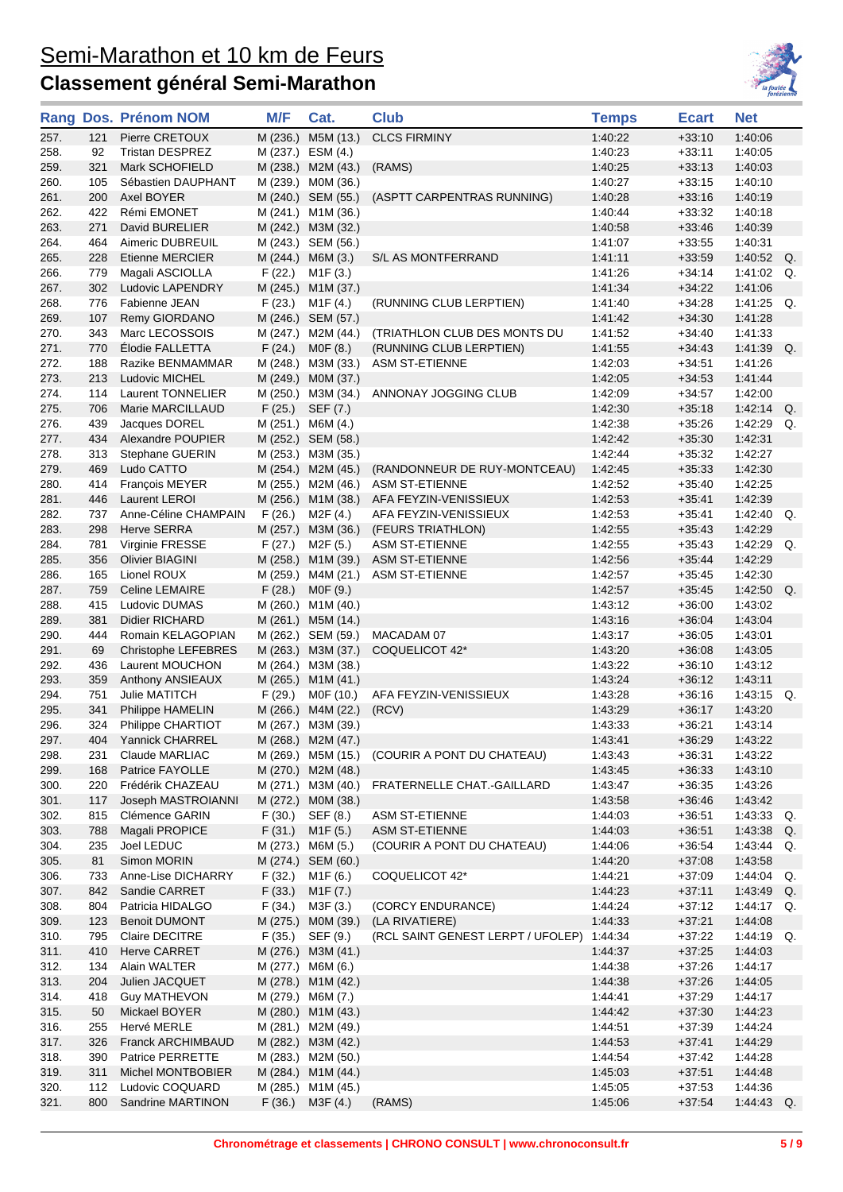# Semi-Marathon et 10 km de Feurs

## Classement général Semi-Marathon

| Rang | Dos. | Prénom NOM | M/F | Cat. | Club | Temps | Ecart | Net | |
|---|---|---|---|---|---|---|---|---|---|
| 257. | 121 | Pierre CRETOUX | M (236.) | M5M (13.) | CLCS FIRMINY | 1:40:22 | +33:10 | 1:40:06 | |
| 258. | 92 | Tristan DESPREZ | M (237.) | ESM (4.) | | 1:40:23 | +33:11 | 1:40:05 | |
| 259. | 321 | Mark SCHOFIELD | M (238.) | M2M (43.) | (RAMS) | 1:40:25 | +33:13 | 1:40:03 | |
| 260. | 105 | Sébastien DAUPHANT | M (239.) | M0M (36.) | | 1:40:27 | +33:15 | 1:40:10 | |
| 261. | 200 | Axel BOYER | M (240.) | SEM (55.) | (ASPTT CARPENTRAS RUNNING) | 1:40:28 | +33:16 | 1:40:19 | |
| 262. | 422 | Rémi EMONET | M (241.) | M1M (36.) | | 1:40:44 | +33:32 | 1:40:18 | |
| 263. | 271 | David BURELIER | M (242.) | M3M (32.) | | 1:40:58 | +33:46 | 1:40:39 | |
| 264. | 464 | Aimeric DUBREUIL | M (243.) | SEM (56.) | | 1:41:07 | +33:55 | 1:40:31 | |
| 265. | 228 | Etienne MERCIER | M (244.) | M6M (3.) | S/L AS MONTFERRAND | 1:41:11 | +33:59 | 1:40:52 | Q. |
| 266. | 779 | Magali ASCIOLLA | F (22.) | M1F (3.) | | 1:41:26 | +34:14 | 1:41:02 | Q. |
| 267. | 302 | Ludovic LAPENDRY | M (245.) | M1M (37.) | | 1:41:34 | +34:22 | 1:41:06 | |
| 268. | 776 | Fabienne JEAN | F (23.) | M1F (4.) | (RUNNING CLUB LERPTIEN) | 1:41:40 | +34:28 | 1:41:25 | Q. |
| 269. | 107 | Remy GIORDANO | M (246.) | SEM (57.) | | 1:41:42 | +34:30 | 1:41:28 | |
| 270. | 343 | Marc LECOSSOIS | M (247.) | M2M (44.) | (TRIATHLON CLUB DES MONTS DU | 1:41:52 | +34:40 | 1:41:33 | |
| 271. | 770 | Élodie FALLETTA | F (24.) | M0F (8.) | (RUNNING CLUB LERPTIEN) | 1:41:55 | +34:43 | 1:41:39 | Q. |
| 272. | 188 | Razike BENMAMMAR | M (248.) | M3M (33.) | ASM ST-ETIENNE | 1:42:03 | +34:51 | 1:41:26 | |
| 273. | 213 | Ludovic MICHEL | M (249.) | M0M (37.) | | 1:42:05 | +34:53 | 1:41:44 | |
| 274. | 114 | Laurent TONNELIER | M (250.) | M3M (34.) | ANNONAY JOGGING CLUB | 1:42:09 | +34:57 | 1:42:00 | |
| 275. | 706 | Marie MARCILLAUD | F (25.) | SEF (7.) | | 1:42:30 | +35:18 | 1:42:14 | Q. |
| 276. | 439 | Jacques DOREL | M (251.) | M6M (4.) | | 1:42:38 | +35:26 | 1:42:29 | Q. |
| 277. | 434 | Alexandre POUPIER | M (252.) | SEM (58.) | | 1:42:42 | +35:30 | 1:42:31 | |
| 278. | 313 | Stephane GUERIN | M (253.) | M3M (35.) | | 1:42:44 | +35:32 | 1:42:27 | |
| 279. | 469 | Ludo CATTO | M (254.) | M2M (45.) | (RANDONNEUR DE RUY-MONTCEAU) | 1:42:45 | +35:33 | 1:42:30 | |
| 280. | 414 | François MEYER | M (255.) | M2M (46.) | ASM ST-ETIENNE | 1:42:52 | +35:40 | 1:42:25 | |
| 281. | 446 | Laurent LEROI | M (256.) | M1M (38.) | AFA FEYZIN-VENISSIEUX | 1:42:53 | +35:41 | 1:42:39 | |
| 282. | 737 | Anne-Céline CHAMPAIN | F (26.) | M2F (4.) | AFA FEYZIN-VENISSIEUX | 1:42:53 | +35:41 | 1:42:40 | Q. |
| 283. | 298 | Herve SERRA | M (257.) | M3M (36.) | (FEURS TRIATHLON) | 1:42:55 | +35:43 | 1:42:29 | |
| 284. | 781 | Virginie FRESSE | F (27.) | M2F (5.) | ASM ST-ETIENNE | 1:42:55 | +35:43 | 1:42:29 | Q. |
| 285. | 356 | Olivier BIAGINI | M (258.) | M1M (39.) | ASM ST-ETIENNE | 1:42:56 | +35:44 | 1:42:29 | |
| 286. | 165 | Lionel ROUX | M (259.) | M4M (21.) | ASM ST-ETIENNE | 1:42:57 | +35:45 | 1:42:30 | |
| 287. | 759 | Celine LEMAIRE | F (28.) | M0F (9.) | | 1:42:57 | +35:45 | 1:42:50 | Q. |
| 288. | 415 | Ludovic DUMAS | M (260.) | M1M (40.) | | 1:43:12 | +36:00 | 1:43:02 | |
| 289. | 381 | Didier RICHARD | M (261.) | M5M (14.) | | 1:43:16 | +36:04 | 1:43:04 | |
| 290. | 444 | Romain KELAGOPIAN | M (262.) | SEM (59.) | MACADAM 07 | 1:43:17 | +36:05 | 1:43:01 | |
| 291. | 69 | Christophe LEFEBRES | M (263.) | M3M (37.) | COQUELICOT 42* | 1:43:20 | +36:08 | 1:43:05 | |
| 292. | 436 | Laurent MOUCHON | M (264.) | M3M (38.) | | 1:43:22 | +36:10 | 1:43:12 | |
| 293. | 359 | Anthony ANSIEAUX | M (265.) | M1M (41.) | | 1:43:24 | +36:12 | 1:43:11 | |
| 294. | 751 | Julie MATITCH | F (29.) | M0F (10.) | AFA FEYZIN-VENISSIEUX | 1:43:28 | +36:16 | 1:43:15 | Q. |
| 295. | 341 | Philippe HAMELIN | M (266.) | M4M (22.) | (RCV) | 1:43:29 | +36:17 | 1:43:20 | |
| 296. | 324 | Philippe CHARTIOT | M (267.) | M3M (39.) | | 1:43:33 | +36:21 | 1:43:14 | |
| 297. | 404 | Yannick CHARREL | M (268.) | M2M (47.) | | 1:43:41 | +36:29 | 1:43:22 | |
| 298. | 231 | Claude MARLIAC | M (269.) | M5M (15.) | (COURIR A PONT DU CHATEAU) | 1:43:43 | +36:31 | 1:43:22 | |
| 299. | 168 | Patrice FAYOLLE | M (270.) | M2M (48.) | | 1:43:45 | +36:33 | 1:43:10 | |
| 300. | 220 | Frédérik CHAZEAU | M (271.) | M3M (40.) | FRATERNELLE CHAT.-GAILLARD | 1:43:47 | +36:35 | 1:43:26 | |
| 301. | 117 | Joseph MASTROIANNI | M (272.) | M0M (38.) | | 1:43:58 | +36:46 | 1:43:42 | |
| 302. | 815 | Clémence GARIN | F (30.) | SEF (8.) | ASM ST-ETIENNE | 1:44:03 | +36:51 | 1:43:33 | Q. |
| 303. | 788 | Magali PROPICE | F (31.) | M1F (5.) | ASM ST-ETIENNE | 1:44:03 | +36:51 | 1:43:38 | Q. |
| 304. | 235 | Joel LEDUC | M (273.) | M6M (5.) | (COURIR A PONT DU CHATEAU) | 1:44:06 | +36:54 | 1:43:44 | Q. |
| 305. | 81 | Simon MORIN | M (274.) | SEM (60.) | | 1:44:20 | +37:08 | 1:43:58 | |
| 306. | 733 | Anne-Lise DICHARRY | F (32.) | M1F (6.) | COQUELICOT 42* | 1:44:21 | +37:09 | 1:44:04 | Q. |
| 307. | 842 | Sandie CARRET | F (33.) | M1F (7.) | | 1:44:23 | +37:11 | 1:43:49 | Q. |
| 308. | 804 | Patricia HIDALGO | F (34.) | M3F (3.) | (CORCY ENDURANCE) | 1:44:24 | +37:12 | 1:44:17 | Q. |
| 309. | 123 | Benoit DUMONT | M (275.) | M0M (39.) | (LA RIVATIERE) | 1:44:33 | +37:21 | 1:44:08 | |
| 310. | 795 | Claire DECITRE | F (35.) | SEF (9.) | (RCL SAINT GENEST LERPT / UFOLEP) | 1:44:34 | +37:22 | 1:44:19 | Q. |
| 311. | 410 | Herve CARRET | M (276.) | M3M (41.) | | 1:44:37 | +37:25 | 1:44:03 | |
| 312. | 134 | Alain WALTER | M (277.) | M6M (6.) | | 1:44:38 | +37:26 | 1:44:17 | |
| 313. | 204 | Julien JACQUET | M (278.) | M1M (42.) | | 1:44:38 | +37:26 | 1:44:05 | |
| 314. | 418 | Guy MATHEVON | M (279.) | M6M (7.) | | 1:44:41 | +37:29 | 1:44:17 | |
| 315. | 50 | Mickael BOYER | M (280.) | M1M (43.) | | 1:44:42 | +37:30 | 1:44:23 | |
| 316. | 255 | Hervé MERLE | M (281.) | M2M (49.) | | 1:44:51 | +37:39 | 1:44:24 | |
| 317. | 326 | Franck ARCHIMBAUD | M (282.) | M3M (42.) | | 1:44:53 | +37:41 | 1:44:29 | |
| 318. | 390 | Patrice PERRETTE | M (283.) | M2M (50.) | | 1:44:54 | +37:42 | 1:44:28 | |
| 319. | 311 | Michel MONTBOBIER | M (284.) | M1M (44.) | | 1:45:03 | +37:51 | 1:44:48 | |
| 320. | 112 | Ludovic COQUARD | M (285.) | M1M (45.) | | 1:45:05 | +37:53 | 1:44:36 | |
| 321. | 800 | Sandrine MARTINON | F (36.) | M3F (4.) | (RAMS) | 1:45:06 | +37:54 | 1:44:43 | Q. |

Chronométrage et classements | CHRONO CONSULT | www.chronoconsult.fr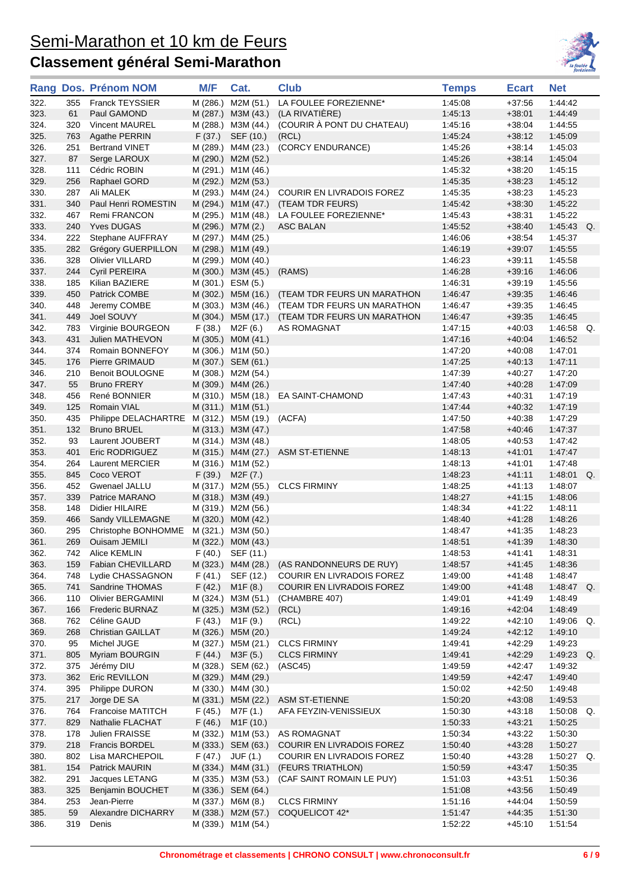# Semi-Marathon et 10 km de Feurs

## Classement général Semi-Marathon

| Rang | Dos. | Prénom NOM | M/F | Cat. | Club | Temps | Ecart | Net | |
|---|---|---|---|---|---|---|---|---|---|
| 322. | 355 | Franck TEYSSIER | M (286.) | M2M (51.) | LA FOULEE FOREZIENNE* | 1:45:08 | +37:56 | 1:44:42 | |
| 323. | 61 | Paul GAMOND | M (287.) | M3M (43.) | (LA RIVATIÈRE) | 1:45:13 | +38:01 | 1:44:49 | |
| 324. | 320 | Vincent MAUREL | M (288.) | M3M (44.) | (COURIR À PONT DU CHATEAU) | 1:45:16 | +38:04 | 1:44:55 | |
| 325. | 763 | Agathe PERRIN | F (37.) | SEF (10.) | (RCL) | 1:45:24 | +38:12 | 1:45:09 | |
| 326. | 251 | Bertrand VINET | M (289.) | M4M (23.) | (CORCY ENDURANCE) | 1:45:26 | +38:14 | 1:45:03 | |
| 327. | 87 | Serge LAROUX | M (290.) | M2M (52.) | | 1:45:26 | +38:14 | 1:45:04 | |
| 328. | 111 | Cédric ROBIN | M (291.) | M1M (46.) | | 1:45:32 | +38:20 | 1:45:15 | |
| 329. | 256 | Raphael GORD | M (292.) | M2M (53.) | | 1:45:35 | +38:23 | 1:45:12 | |
| 330. | 287 | Ali MALEK | M (293.) | M4M (24.) | COURIR EN LIVRADOIS FOREZ | 1:45:35 | +38:23 | 1:45:23 | |
| 331. | 340 | Paul Henri ROMESTIN | M (294.) | M1M (47.) | (TEAM TDR FEURS) | 1:45:42 | +38:30 | 1:45:22 | |
| 332. | 467 | Remi FRANCON | M (295.) | M1M (48.) | LA FOULEE FOREZIENNE* | 1:45:43 | +38:31 | 1:45:22 | |
| 333. | 240 | Yves DUGAS | M (296.) | M7M (2.) | ASC BALAN | 1:45:52 | +38:40 | 1:45:43 | Q. |
| 334. | 222 | Stephane AUFFRAY | M (297.) | M4M (25.) | | 1:46:06 | +38:54 | 1:45:37 | |
| 335. | 282 | Grégory GUERPILLON | M (298.) | M1M (49.) | | 1:46:19 | +39:07 | 1:45:55 | |
| 336. | 328 | Olivier VILLARD | M (299.) | M0M (40.) | | 1:46:23 | +39:11 | 1:45:58 | |
| 337. | 244 | Cyril PEREIRA | M (300.) | M3M (45.) | (RAMS) | 1:46:28 | +39:16 | 1:46:06 | |
| 338. | 185 | Kilian BAZIERE | M (301.) | ESM (5.) | | 1:46:31 | +39:19 | 1:45:56 | |
| 339. | 450 | Patrick COMBE | M (302.) | M5M (16.) | (TEAM TDR FEURS UN MARATHON | 1:46:47 | +39:35 | 1:46:46 | |
| 340. | 448 | Jeremy COMBE | M (303.) | M3M (46.) | (TEAM TDR FEURS UN MARATHON | 1:46:47 | +39:35 | 1:46:45 | |
| 341. | 449 | Joel SOUVY | M (304.) | M5M (17.) | (TEAM TDR FEURS UN MARATHON | 1:46:47 | +39:35 | 1:46:45 | |
| 342. | 783 | Virginie BOURGEON | F (38.) | M2F (6.) | AS ROMAGNAT | 1:47:15 | +40:03 | 1:46:58 | Q. |
| 343. | 431 | Julien MATHEVON | M (305.) | M0M (41.) | | 1:47:16 | +40:04 | 1:46:52 | |
| 344. | 374 | Romain BONNEFOY | M (306.) | M1M (50.) | | 1:47:20 | +40:08 | 1:47:01 | |
| 345. | 176 | Pierre GRIMAUD | M (307.) | SEM (61.) | | 1:47:25 | +40:13 | 1:47:11 | |
| 346. | 210 | Benoit BOULOGNE | M (308.) | M2M (54.) | | 1:47:39 | +40:27 | 1:47:20 | |
| 347. | 55 | Bruno FRERY | M (309.) | M4M (26.) | | 1:47:40 | +40:28 | 1:47:09 | |
| 348. | 456 | René BONNIER | M (310.) | M5M (18.) | EA SAINT-CHAMOND | 1:47:43 | +40:31 | 1:47:19 | |
| 349. | 125 | Romain VIAL | M (311.) | M1M (51.) | | 1:47:44 | +40:32 | 1:47:19 | |
| 350. | 435 | Philippe DELACHARTRE | M (312.) | M5M (19.) | (ACFA) | 1:47:50 | +40:38 | 1:47:29 | |
| 351. | 132 | Bruno BRUEL | M (313.) | M3M (47.) | | 1:47:58 | +40:46 | 1:47:37 | |
| 352. | 93 | Laurent JOUBERT | M (314.) | M3M (48.) | | 1:48:05 | +40:53 | 1:47:42 | |
| 353. | 401 | Eric RODRIGUEZ | M (315.) | M4M (27.) | ASM ST-ETIENNE | 1:48:13 | +41:01 | 1:47:47 | |
| 354. | 264 | Laurent MERCIER | M (316.) | M1M (52.) | | 1:48:13 | +41:01 | 1:47:48 | |
| 355. | 845 | Coco VEROT | F (39.) | M2F (7.) | | 1:48:23 | +41:11 | 1:48:01 | Q. |
| 356. | 452 | Gwenael JALLU | M (317.) | M2M (55.) | CLCS FIRMINY | 1:48:25 | +41:13 | 1:48:07 | |
| 357. | 339 | Patrice MARANO | M (318.) | M3M (49.) | | 1:48:27 | +41:15 | 1:48:06 | |
| 358. | 148 | Didier HILAIRE | M (319.) | M2M (56.) | | 1:48:34 | +41:22 | 1:48:11 | |
| 359. | 466 | Sandy VILLEMAGNE | M (320.) | M0M (42.) | | 1:48:40 | +41:28 | 1:48:26 | |
| 360. | 295 | Christophe BONHOMME | M (321.) | M3M (50.) | | 1:48:47 | +41:35 | 1:48:23 | |
| 361. | 269 | Ouisam JEMILI | M (322.) | M0M (43.) | | 1:48:51 | +41:39 | 1:48:30 | |
| 362. | 742 | Alice KEMLIN | F (40.) | SEF (11.) | | 1:48:53 | +41:41 | 1:48:31 | |
| 363. | 159 | Fabian CHEVILLARD | M (323.) | M4M (28.) | (AS RANDONNEURS DE RUY) | 1:48:57 | +41:45 | 1:48:36 | |
| 364. | 748 | Lydie CHASSAGNON | F (41.) | SEF (12.) | COURIR EN LIVRADOIS FOREZ | 1:49:00 | +41:48 | 1:48:47 | |
| 365. | 741 | Sandrine THOMAS | F (42.) | M1F (8.) | COURIR EN LIVRADOIS FOREZ | 1:49:00 | +41:48 | 1:48:47 | Q. |
| 366. | 110 | Olivier BERGAMINI | M (324.) | M3M (51.) | (CHAMBRE 407) | 1:49:01 | +41:49 | 1:48:49 | |
| 367. | 166 | Frederic BURNAZ | M (325.) | M3M (52.) | (RCL) | 1:49:16 | +42:04 | 1:48:49 | |
| 368. | 762 | Céline GAUD | F (43.) | M1F (9.) | (RCL) | 1:49:22 | +42:10 | 1:49:06 | Q. |
| 369. | 268 | Christian GAILLAT | M (326.) | M5M (20.) | | 1:49:24 | +42:12 | 1:49:10 | |
| 370. | 95 | Michel JUGE | M (327.) | M5M (21.) | CLCS FIRMINY | 1:49:41 | +42:29 | 1:49:23 | |
| 371. | 805 | Myriam BOURGIN | F (44.) | M3F (5.) | CLCS FIRMINY | 1:49:41 | +42:29 | 1:49:23 | Q. |
| 372. | 375 | Jérémy DIU | M (328.) | SEM (62.) | (ASC45) | 1:49:59 | +42:47 | 1:49:32 | |
| 373. | 362 | Eric REVILLON | M (329.) | M4M (29.) | | 1:49:59 | +42:47 | 1:49:40 | |
| 374. | 395 | Philippe DURON | M (330.) | M4M (30.) | | 1:50:02 | +42:50 | 1:49:48 | |
| 375. | 217 | Jorge DE SA | M (331.) | M5M (22.) | ASM ST-ETIENNE | 1:50:20 | +43:08 | 1:49:53 | |
| 376. | 764 | Francoise MATITCH | F (45.) | M7F (1.) | AFA FEYZIN-VENISSIEUX | 1:50:30 | +43:18 | 1:50:08 | Q. |
| 377. | 829 | Nathalie FLACHAT | F (46.) | M1F (10.) | | 1:50:33 | +43:21 | 1:50:25 | |
| 378. | 178 | Julien FRAISSE | M (332.) | M1M (53.) | AS ROMAGNAT | 1:50:34 | +43:22 | 1:50:30 | |
| 379. | 218 | Francis BORDEL | M (333.) | SEM (63.) | COURIR EN LIVRADOIS FOREZ | 1:50:40 | +43:28 | 1:50:27 | |
| 380. | 802 | Lisa MARCHEPOIL | F (47.) | JUF (1.) | COURIR EN LIVRADOIS FOREZ | 1:50:40 | +43:28 | 1:50:27 | Q. |
| 381. | 154 | Patrick MAURIN | M (334.) | M4M (31.) | (FEURS TRIATHLON) | 1:50:59 | +43:47 | 1:50:35 | |
| 382. | 291 | Jacques LETANG | M (335.) | M3M (53.) | (CAF SAINT ROMAIN LE PUY) | 1:51:03 | +43:51 | 1:50:36 | |
| 383. | 325 | Benjamin BOUCHET | M (336.) | SEM (64.) | | 1:51:08 | +43:56 | 1:50:49 | |
| 384. | 253 | Jean-Pierre | M (337.) | M6M (8.) | CLCS FIRMINY | 1:51:16 | +44:04 | 1:50:59 | |
| 385. | 59 | Alexandre DICHARRY | M (338.) | M2M (57.) | COQUELICOT 42* | 1:51:47 | +44:35 | 1:51:30 | |
| 386. | 319 | Denis | M (339.) | M1M (54.) | | 1:52:22 | +45:10 | 1:51:54 | |

Chronométrage et classements | CHRONO CONSULT | www.chronoconsult.fr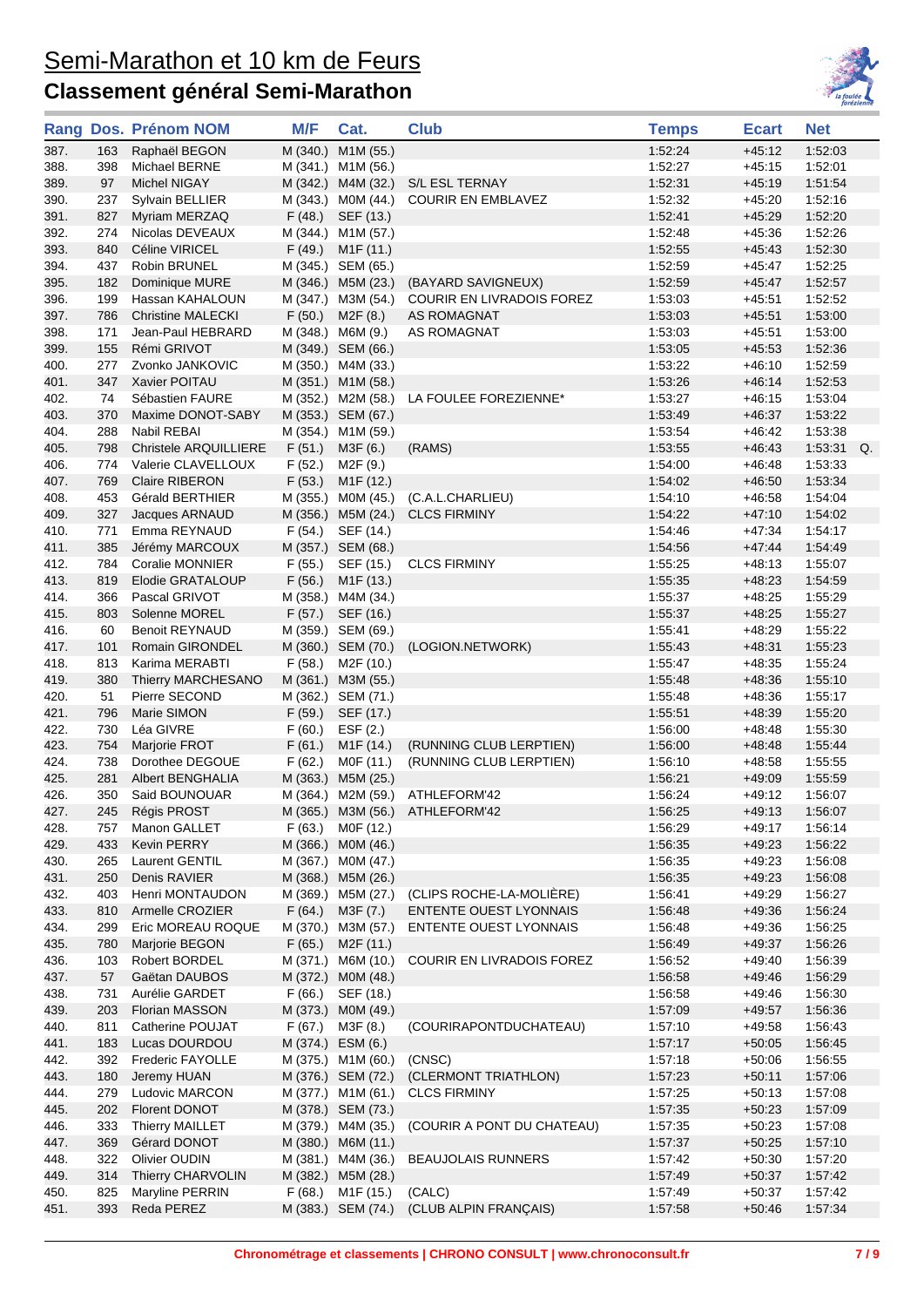# Semi-Marathon et 10 km de Feurs

## Classement général Semi-Marathon

| Rang | Dos. | Prénom NOM | M/F | Cat. | Club | Temps | Ecart | Net | |
|---|---|---|---|---|---|---|---|---|---|
| 387. | 163 | Raphaël BEGON | M (340.) | M1M (55.) | | 1:52:24 | +45:12 | 1:52:03 | |
| 388. | 398 | Michael BERNE | M (341.) | M1M (56.) | | 1:52:27 | +45:15 | 1:52:01 | |
| 389. | 97 | Michel NIGAY | M (342.) | M4M (32.) | S/L ESL TERNAY | 1:52:31 | +45:19 | 1:51:54 | |
| 390. | 237 | Sylvain BELLIER | M (343.) | M0M (44.) | COURIR EN EMBLAVEZ | 1:52:32 | +45:20 | 1:52:16 | |
| 391. | 827 | Myriam MERZAQ | F (48.) | SEF (13.) | | 1:52:41 | +45:29 | 1:52:20 | |
| 392. | 274 | Nicolas DEVEAUX | M (344.) | M1M (57.) | | 1:52:48 | +45:36 | 1:52:26 | |
| 393. | 840 | Céline VIRICEL | F (49.) | M1F (11.) | | 1:52:55 | +45:43 | 1:52:30 | |
| 394. | 437 | Robin BRUNEL | M (345.) | SEM (65.) | | 1:52:59 | +45:47 | 1:52:25 | |
| 395. | 182 | Dominique MURE | M (346.) | M5M (23.) | (BAYARD SAVIGNEUX) | 1:52:59 | +45:47 | 1:52:57 | |
| 396. | 199 | Hassan KAHALOUN | M (347.) | M3M (54.) | COURIR EN LIVRADOIS FOREZ | 1:53:03 | +45:51 | 1:52:52 | |
| 397. | 786 | Christine MALECKI | F (50.) | M2F (8.) | AS ROMAGNAT | 1:53:03 | +45:51 | 1:53:00 | |
| 398. | 171 | Jean-Paul HEBRARD | M (348.) | M6M (9.) | AS ROMAGNAT | 1:53:03 | +45:51 | 1:53:00 | |
| 399. | 155 | Rémi GRIVOT | M (349.) | SEM (66.) | | 1:53:05 | +45:53 | 1:52:36 | |
| 400. | 277 | Zvonko JANKOVIC | M (350.) | M4M (33.) | | 1:53:22 | +46:10 | 1:52:59 | |
| 401. | 347 | Xavier POITAU | M (351.) | M1M (58.) | | 1:53:26 | +46:14 | 1:52:53 | |
| 402. | 74 | Sébastien FAURE | M (352.) | M2M (58.) | LA FOULEE FOREZIENNE* | 1:53:27 | +46:15 | 1:53:04 | |
| 403. | 370 | Maxime DONOT-SABY | M (353.) | SEM (67.) | | 1:53:49 | +46:37 | 1:53:22 | |
| 404. | 288 | Nabil REBAI | M (354.) | M1M (59.) | | 1:53:54 | +46:42 | 1:53:38 | |
| 405. | 798 | Christele ARQUILLIERE | F (51.) | M3F (6.) | (RAMS) | 1:53:55 | +46:43 | 1:53:31 | Q. |
| 406. | 774 | Valerie CLAVELLOUX | F (52.) | M2F (9.) | | 1:54:00 | +46:48 | 1:53:33 | |
| 407. | 769 | Claire RIBERON | F (53.) | M1F (12.) | | 1:54:02 | +46:50 | 1:53:34 | |
| 408. | 453 | Gérald BERTHIER | M (355.) | M0M (45.) | (C.A.L.CHARLIEU) | 1:54:10 | +46:58 | 1:54:04 | |
| 409. | 327 | Jacques ARNAUD | M (356.) | M5M (24.) | CLCS FIRMINY | 1:54:22 | +47:10 | 1:54:02 | |
| 410. | 771 | Emma REYNAUD | F (54.) | SEF (14.) | | 1:54:46 | +47:34 | 1:54:17 | |
| 411. | 385 | Jérémy MARCOUX | M (357.) | SEM (68.) | | 1:54:56 | +47:44 | 1:54:49 | |
| 412. | 784 | Coralie MONNIER | F (55.) | SEF (15.) | CLCS FIRMINY | 1:55:25 | +48:13 | 1:55:07 | |
| 413. | 819 | Elodie GRATALOUP | F (56.) | M1F (13.) | | 1:55:35 | +48:23 | 1:54:59 | |
| 414. | 366 | Pascal GRIVOT | M (358.) | M4M (34.) | | 1:55:37 | +48:25 | 1:55:29 | |
| 415. | 803 | Solenne MOREL | F (57.) | SEF (16.) | | 1:55:37 | +48:25 | 1:55:27 | |
| 416. | 60 | Benoit REYNAUD | M (359.) | SEM (69.) | | 1:55:41 | +48:29 | 1:55:22 | |
| 417. | 101 | Romain GIRONDEL | M (360.) | SEM (70.) | (LOGION.NETWORK) | 1:55:43 | +48:31 | 1:55:23 | |
| 418. | 813 | Karima MERABTI | F (58.) | M2F (10.) | | 1:55:47 | +48:35 | 1:55:24 | |
| 419. | 380 | Thierry MARCHESANO | M (361.) | M3M (55.) | | 1:55:48 | +48:36 | 1:55:10 | |
| 420. | 51 | Pierre SECOND | M (362.) | SEM (71.) | | 1:55:48 | +48:36 | 1:55:17 | |
| 421. | 796 | Marie SIMON | F (59.) | SEF (17.) | | 1:55:51 | +48:39 | 1:55:20 | |
| 422. | 730 | Léa GIVRE | F (60.) | ESF (2.) | | 1:56:00 | +48:48 | 1:55:30 | |
| 423. | 754 | Marjorie FROT | F (61.) | M1F (14.) | (RUNNING CLUB LERPTIEN) | 1:56:00 | +48:48 | 1:55:44 | |
| 424. | 738 | Dorothee DEGOUE | F (62.) | M0F (11.) | (RUNNING CLUB LERPTIEN) | 1:56:10 | +48:58 | 1:55:55 | |
| 425. | 281 | Albert BENGHALIA | M (363.) | M5M (25.) | | 1:56:21 | +49:09 | 1:55:59 | |
| 426. | 350 | Said BOUNOUAR | M (364.) | M2M (59.) | ATHLEFORM'42 | 1:56:24 | +49:12 | 1:56:07 | |
| 427. | 245 | Régis PROST | M (365.) | M3M (56.) | ATHLEFORM'42 | 1:56:25 | +49:13 | 1:56:07 | |
| 428. | 757 | Manon GALLET | F (63.) | M0F (12.) | | 1:56:29 | +49:17 | 1:56:14 | |
| 429. | 433 | Kevin PERRY | M (366.) | M0M (46.) | | 1:56:35 | +49:23 | 1:56:22 | |
| 430. | 265 | Laurent GENTIL | M (367.) | M0M (47.) | | 1:56:35 | +49:23 | 1:56:08 | |
| 431. | 250 | Denis RAVIER | M (368.) | M5M (26.) | | 1:56:35 | +49:23 | 1:56:08 | |
| 432. | 403 | Henri MONTAUDON | M (369.) | M5M (27.) | (CLIPS ROCHE-LA-MOLIÈRE) | 1:56:41 | +49:29 | 1:56:27 | |
| 433. | 810 | Armelle CROZIER | F (64.) | M3F (7.) | ENTENTE OUEST LYONNAIS | 1:56:48 | +49:36 | 1:56:24 | |
| 434. | 299 | Eric MOREAU ROQUE | M (370.) | M3M (57.) | ENTENTE OUEST LYONNAIS | 1:56:48 | +49:36 | 1:56:25 | |
| 435. | 780 | Marjorie BEGON | F (65.) | M2F (11.) | | 1:56:49 | +49:37 | 1:56:26 | |
| 436. | 103 | Robert BORDEL | M (371.) | M6M (10.) | COURIR EN LIVRADOIS FOREZ | 1:56:52 | +49:40 | 1:56:39 | |
| 437. | 57 | Gaëtan DAUBOS | M (372.) | M0M (48.) | | 1:56:58 | +49:46 | 1:56:29 | |
| 438. | 731 | Aurélie GARDET | F (66.) | SEF (18.) | | 1:56:58 | +49:46 | 1:56:30 | |
| 439. | 203 | Florian MASSON | M (373.) | M0M (49.) | | 1:57:09 | +49:57 | 1:56:36 | |
| 440. | 811 | Catherine POUJAT | F (67.) | M3F (8.) | (COURIRAPONTDUCHATEAU) | 1:57:10 | +49:58 | 1:56:43 | |
| 441. | 183 | Lucas DOURDOU | M (374.) | ESM (6.) | | 1:57:17 | +50:05 | 1:56:45 | |
| 442. | 392 | Frederic FAYOLLE | M (375.) | M1M (60.) | (CNSC) | 1:57:18 | +50:06 | 1:56:55 | |
| 443. | 180 | Jeremy HUAN | M (376.) | SEM (72.) | (CLERMONT TRIATHLON) | 1:57:23 | +50:11 | 1:57:06 | |
| 444. | 279 | Ludovic MARCON | M (377.) | M1M (61.) | CLCS FIRMINY | 1:57:25 | +50:13 | 1:57:08 | |
| 445. | 202 | Florent DONOT | M (378.) | SEM (73.) | | 1:57:35 | +50:23 | 1:57:09 | |
| 446. | 333 | Thierry MAILLET | M (379.) | M4M (35.) | (COURIR A PONT DU CHATEAU) | 1:57:35 | +50:23 | 1:57:08 | |
| 447. | 369 | Gérard DONOT | M (380.) | M6M (11.) | | 1:57:37 | +50:25 | 1:57:10 | |
| 448. | 322 | Olivier OUDIN | M (381.) | M4M (36.) | BEAUJOLAIS RUNNERS | 1:57:42 | +50:30 | 1:57:20 | |
| 449. | 314 | Thierry CHARVOLIN | M (382.) | M5M (28.) | | 1:57:49 | +50:37 | 1:57:42 | |
| 450. | 825 | Maryline PERRIN | F (68.) | M1F (15.) | (CALC) | 1:57:49 | +50:37 | 1:57:42 | |
| 451. | 393 | Reda PEREZ | M (383.) | SEM (74.) | (CLUB ALPIN FRANÇAIS) | 1:57:58 | +50:46 | 1:57:34 | |

Chronométrage et classements | CHRONO CONSULT | www.chronoconsult.fr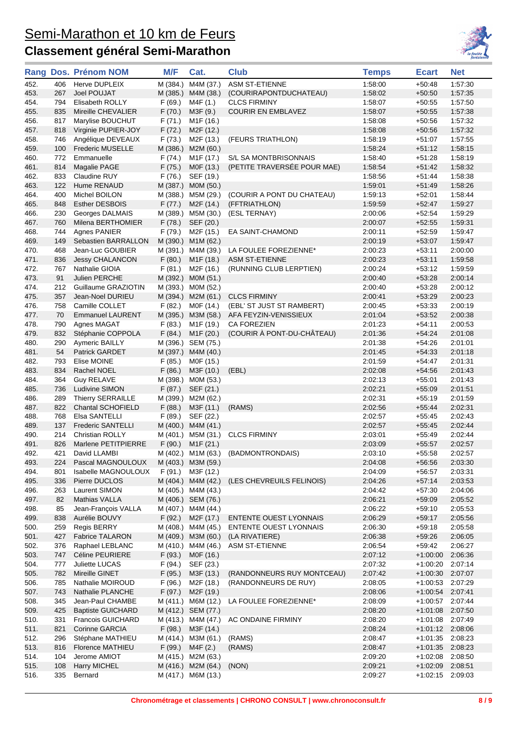# Semi-Marathon et 10 km de Feurs

## Classement général Semi-Marathon

| Rang | Dos. | Prénom NOM | M/F | Cat. | Club | Temps | Ecart | Net |
|---|---|---|---|---|---|---|---|---|
| 452. | 406 | Herve DUPLEIX | M (384.) | M4M (37.) | ASM ST-ETIENNE | 1:58:00 | +50:48 | 1:57:30 |
| 453. | 267 | Joel POUJAT | M (385.) | M4M (38.) | (COURIRAPONTDUCHATEAU) | 1:58:02 | +50:50 | 1:57:35 |
| 454. | 794 | Elisabeth ROLLY | F (69.) | M4F (1.) | CLCS FIRMINY | 1:58:07 | +50:55 | 1:57:50 |
| 455. | 835 | Mireille CHEVALIER | F (70.) | M3F (9.) | COURIR EN EMBLAVEZ | 1:58:07 | +50:55 | 1:57:38 |
| 456. | 817 | Marylise BOUCHUT | F (71.) | M1F (16.) | | 1:58:08 | +50:56 | 1:57:32 |
| 457. | 818 | Virginie PUPIER-JOY | F (72.) | M2F (12.) | | 1:58:08 | +50:56 | 1:57:32 |
| 458. | 746 | Angélique DEVEAUX | F (73.) | M2F (13.) | (FEURS TRIATHLON) | 1:58:19 | +51:07 | 1:57:55 |
| 459. | 100 | Frederic MUSELLE | M (386.) | M2M (60.) | | 1:58:24 | +51:12 | 1:58:15 |
| 460. | 772 | Emmanuelle | F (74.) | M1F (17.) | S/L SA MONTBRISONNAIS | 1:58:40 | +51:28 | 1:58:19 |
| 461. | 814 | Magalie PAGE | F (75.) | M0F (13.) | (PETITE TRAVERSÉE POUR MAE) | 1:58:54 | +51:42 | 1:58:32 |
| 462. | 833 | Claudine RUY | F (76.) | SEF (19.) | | 1:58:56 | +51:44 | 1:58:38 |
| 463. | 122 | Hume RENAUD | M (387.) | M0M (50.) | | 1:59:01 | +51:49 | 1:58:26 |
| 464. | 400 | Michel BOILON | M (388.) | M5M (29.) | (COURIR A PONT DU CHATEAU) | 1:59:13 | +52:01 | 1:58:44 |
| 465. | 848 | Esther DESBOIS | F (77.) | M2F (14.) | (FFTRIATHLON) | 1:59:59 | +52:47 | 1:59:27 |
| 466. | 230 | Georges DALMAIS | M (389.) | M5M (30.) | (ESL TERNAY) | 2:00:06 | +52:54 | 1:59:29 |
| 467. | 760 | Milena BERTHOMIER | F (78.) | SEF (20.) | | 2:00:07 | +52:55 | 1:59:31 |
| 468. | 744 | Agnes PANIER | F (79.) | M2F (15.) | EA SAINT-CHAMOND | 2:00:11 | +52:59 | 1:59:47 |
| 469. | 149 | Sebastien BARRALLON | M (390.) | M1M (62.) | | 2:00:19 | +53:07 | 1:59:47 |
| 470. | 468 | Jean-Luc GOUBIER | M (391.) | M4M (39.) | LA FOULEE FOREZIENNE* | 2:00:23 | +53:11 | 2:00:00 |
| 471. | 836 | Jessy CHALANCON | F (80.) | M1F (18.) | ASM ST-ETIENNE | 2:00:23 | +53:11 | 1:59:58 |
| 472. | 767 | Nathalie GIOIA | F (81.) | M2F (16.) | (RUNNING CLUB LERPTIEN) | 2:00:24 | +53:12 | 1:59:59 |
| 473. | 91 | Julien PERCHE | M (392.) | M0M (51.) | | 2:00:40 | +53:28 | 2:00:14 |
| 474. | 212 | Guillaume GRAZIOTIN | M (393.) | M0M (52.) | | 2:00:40 | +53:28 | 2:00:12 |
| 475. | 357 | Jean-Noel DURIEU | M (394.) | M2M (61.) | CLCS FIRMINY | 2:00:41 | +53:29 | 2:00:23 |
| 476. | 758 | Camille COLLET | F (82.) | M0F (14.) | (EBL' ST JUST ST RAMBERT) | 2:00:45 | +53:33 | 2:00:19 |
| 477. | 70 | Emmanuel LAURENT | M (395.) | M3M (58.) | AFA FEYZIN-VENISSIEUX | 2:01:04 | +53:52 | 2:00:38 |
| 478. | 790 | Agnes MAGAT | F (83.) | M1F (19.) | CA FOREZIEN | 2:01:23 | +54:11 | 2:00:53 |
| 479. | 832 | Stéphanie COPPOLA | F (84.) | M1F (20.) | (COURIR À PONT-DU-CHÂTEAU) | 2:01:36 | +54:24 | 2:01:08 |
| 480. | 290 | Aymeric BAILLY | M (396.) | SEM (75.) | | 2:01:38 | +54:26 | 2:01:01 |
| 481. | 54 | Patrick GARDET | M (397.) | M4M (40.) | | 2:01:45 | +54:33 | 2:01:18 |
| 482. | 793 | Elise MOINE | F (85.) | M0F (15.) | | 2:01:59 | +54:47 | 2:01:31 |
| 483. | 834 | Rachel NOEL | F (86.) | M3F (10.) | (EBL) | 2:02:08 | +54:56 | 2:01:43 |
| 484. | 364 | Guy RELAVE | M (398.) | M0M (53.) | | 2:02:13 | +55:01 | 2:01:43 |
| 485. | 736 | Ludivine SIMON | F (87.) | SEF (21.) | | 2:02:21 | +55:09 | 2:01:51 |
| 486. | 289 | Thierry SERRAILLE | M (399.) | M2M (62.) | | 2:02:31 | +55:19 | 2:01:59 |
| 487. | 822 | Chantal SCHOFIELD | F (88.) | M3F (11.) | (RAMS) | 2:02:56 | +55:44 | 2:02:31 |
| 488. | 768 | Elsa SANTELLI | F (89.) | SEF (22.) | | 2:02:57 | +55:45 | 2:02:43 |
| 489. | 137 | Frederic SANTELLI | M (400.) | M4M (41.) | | 2:02:57 | +55:45 | 2:02:44 |
| 490. | 214 | Christian ROLLY | M (401.) | M5M (31.) | CLCS FIRMINY | 2:03:01 | +55:49 | 2:02:44 |
| 491. | 826 | Marlene PETITPIERRE | F (90.) | M1F (21.) | | 2:03:09 | +55:57 | 2:02:57 |
| 492. | 421 | David LLAMBI | M (402.) | M1M (63.) | (BADMONTRONDAIS) | 2:03:10 | +55:58 | 2:02:57 |
| 493. | 224 | Pascal MAGNOULOUX | M (403.) | M3M (59.) | | 2:04:08 | +56:56 | 2:03:30 |
| 494. | 801 | Isabelle MAGNOULOUX | F (91.) | M3F (12.) | | 2:04:09 | +56:57 | 2:03:31 |
| 495. | 336 | Pierre DUCLOS | M (404.) | M4M (42.) | (LES CHEVREUILS FELINOIS) | 2:04:26 | +57:14 | 2:03:53 |
| 496. | 263 | Laurent SIMON | M (405.) | M4M (43.) | | 2:04:42 | +57:30 | 2:04:06 |
| 497. | 82 | Mathias VALLA | M (406.) | SEM (76.) | | 2:06:21 | +59:09 | 2:05:52 |
| 498. | 85 | Jean-François VALLA | M (407.) | M4M (44.) | | 2:06:22 | +59:10 | 2:05:53 |
| 499. | 838 | Aurélie BOUVY | F (92.) | M2F (17.) | ENTENTE OUEST LYONNAIS | 2:06:29 | +59:17 | 2:05:56 |
| 500. | 259 | Regis BERRY | M (408.) | M4M (45.) | ENTENTE OUEST LYONNAIS | 2:06:30 | +59:18 | 2:05:58 |
| 501. | 427 | Fabrice TALARON | M (409.) | M3M (60.) | (LA RIVATIERE) | 2:06:38 | +59:26 | 2:06:05 |
| 502. | 376 | Raphael LEBLANC | M (410.) | M4M (46.) | ASM ST-ETIENNE | 2:06:54 | +59:42 | 2:06:27 |
| 503. | 747 | Céline PEURIERE | F (93.) | M0F (16.) | | 2:07:12 | +1:00:00 | 2:06:36 |
| 504. | 777 | Juliette LUCAS | F (94.) | SEF (23.) | | 2:07:32 | +1:00:20 | 2:07:14 |
| 505. | 782 | Mireille GINET | F (95.) | M3F (13.) | (RANDONNEURS RUY MONTCEAU) | 2:07:42 | +1:00:30 | 2:07:07 |
| 506. | 785 | Nathalie MOIROUD | F (96.) | M2F (18.) | (RANDONNEURS DE RUY) | 2:08:05 | +1:00:53 | 2:07:29 |
| 507. | 743 | Nathalie PLANCHE | F (97.) | M2F (19.) | | 2:08:06 | +1:00:54 | 2:07:41 |
| 508. | 345 | Jean-Paul CHAMBE | M (411.) | M6M (12.) | LA FOULEE FOREZIENNE* | 2:08:09 | +1:00:57 | 2:07:44 |
| 509. | 425 | Baptiste GUICHARD | M (412.) | SEM (77.) | | 2:08:20 | +1:01:08 | 2:07:50 |
| 510. | 331 | Francois GUICHARD | M (413.) | M4M (47.) | AC ONDAINE FIRMINY | 2:08:20 | +1:01:08 | 2:07:49 |
| 511. | 821 | Corinne GARCIA | F (98.) | M3F (14.) | | 2:08:24 | +1:01:12 | 2:08:06 |
| 512. | 296 | Stéphane MATHIEU | M (414.) | M3M (61.) | (RAMS) | 2:08:47 | +1:01:35 | 2:08:23 |
| 513. | 816 | Florence MATHIEU | F (99.) | M4F (2.) | (RAMS) | 2:08:47 | +1:01:35 | 2:08:23 |
| 514. | 104 | Jerome AMIOT | M (415.) | M2M (63.) | | 2:09:20 | +1:02:08 | 2:08:50 |
| 515. | 108 | Harry MICHEL | M (416.) | M2M (64.) | (NON) | 2:09:21 | +1:02:09 | 2:08:51 |
| 516. | 335 | Bernard | M (417.) | M6M (13.) | | 2:09:27 | +1:02:15 | 2:09:03 |

Chronométrage et classements | CHRONO CONSULT | www.chronoconsult.fr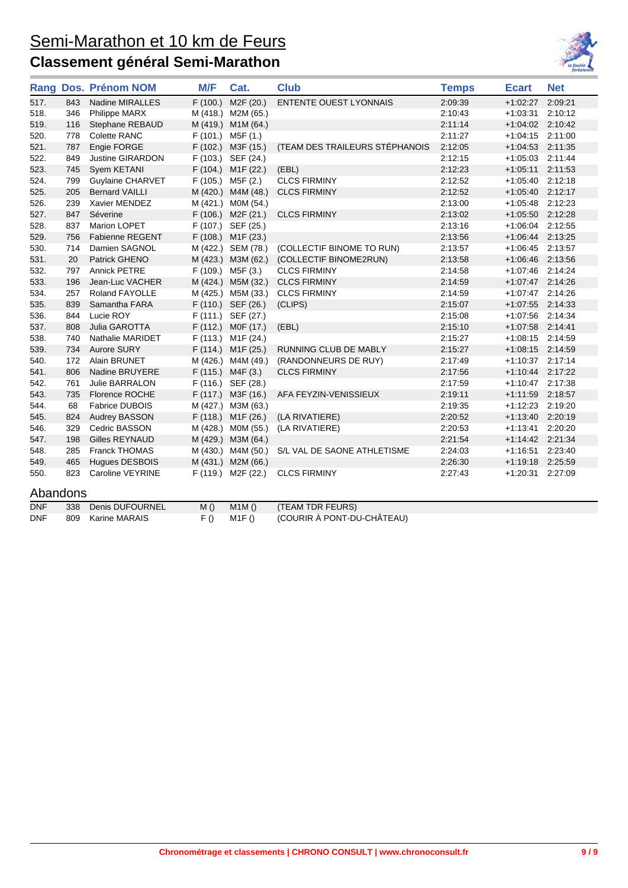# Semi-Marathon et 10 km de Feurs

## Classement général Semi-Marathon

| Rang | Dos. | Prénom NOM | M/F | Cat. | Club | Temps | Ecart | Net |
|---|---|---|---|---|---|---|---|---|
| 517. | 843 | Nadine MIRALLES | F (100.) | M2F (20.) | ENTENTE OUEST LYONNAIS | 2:09:39 | +1:02:27 | 2:09:21 |
| 518. | 346 | Philippe MARX | M (418.) | M2M (65.) | | 2:10:43 | +1:03:31 | 2:10:12 |
| 519. | 116 | Stephane REBAUD | M (419.) | M1M (64.) | | 2:11:14 | +1:04:02 | 2:10:42 |
| 520. | 778 | Colette RANC | F (101.) | M5F (1.) | | 2:11:27 | +1:04:15 | 2:11:00 |
| 521. | 787 | Engie FORGE | F (102.) | M3F (15.) | (TEAM DES TRAILEURS STÉPHANOIS | 2:12:05 | +1:04:53 | 2:11:35 |
| 522. | 849 | Justine GIRARDON | F (103.) | SEF (24.) | | 2:12:15 | +1:05:03 | 2:11:44 |
| 523. | 745 | Syem KETANI | F (104.) | M1F (22.) | (EBL) | 2:12:23 | +1:05:11 | 2:11:53 |
| 524. | 799 | Guylaine CHARVET | F (105.) | M5F (2.) | CLCS FIRMINY | 2:12:52 | +1:05:40 | 2:12:18 |
| 525. | 205 | Bernard VAILLI | M (420.) | M4M (48.) | CLCS FIRMINY | 2:12:52 | +1:05:40 | 2:12:17 |
| 526. | 239 | Xavier MENDEZ | M (421.) | M0M (54.) | | 2:13:00 | +1:05:48 | 2:12:23 |
| 527. | 847 | Séverine | F (106.) | M2F (21.) | CLCS FIRMINY | 2:13:02 | +1:05:50 | 2:12:28 |
| 528. | 837 | Marion LOPET | F (107.) | SEF (25.) | | 2:13:16 | +1:06:04 | 2:12:55 |
| 529. | 756 | Fabienne REGENT | F (108.) | M1F (23.) | | 2:13:56 | +1:06:44 | 2:13:25 |
| 530. | 714 | Damien SAGNOL | M (422.) | SEM (78.) | (COLLECTIF BINOME TO RUN) | 2:13:57 | +1:06:45 | 2:13:57 |
| 531. | 20 | Patrick GHENO | M (423.) | M3M (62.) | (COLLECTIF BINOME2RUN) | 2:13:58 | +1:06:46 | 2:13:56 |
| 532. | 797 | Annick PETRE | F (109.) | M5F (3.) | CLCS FIRMINY | 2:14:58 | +1:07:46 | 2:14:24 |
| 533. | 196 | Jean-Luc VACHER | M (424.) | M5M (32.) | CLCS FIRMINY | 2:14:59 | +1:07:47 | 2:14:26 |
| 534. | 257 | Roland FAYOLLE | M (425.) | M5M (33.) | CLCS FIRMINY | 2:14:59 | +1:07:47 | 2:14:26 |
| 535. | 839 | Samantha FARA | F (110.) | SEF (26.) | (CLIPS) | 2:15:07 | +1:07:55 | 2:14:33 |
| 536. | 844 | Lucie ROY | F (111.) | SEF (27.) | | 2:15:08 | +1:07:56 | 2:14:34 |
| 537. | 808 | Julia GAROTTA | F (112.) | M0F (17.) | (EBL) | 2:15:10 | +1:07:58 | 2:14:41 |
| 538. | 740 | Nathalie MARIDET | F (113.) | M1F (24.) | | 2:15:27 | +1:08:15 | 2:14:59 |
| 539. | 734 | Aurore SURY | F (114.) | M1F (25.) | RUNNING CLUB DE MABLY | 2:15:27 | +1:08:15 | 2:14:59 |
| 540. | 172 | Alain BRUNET | M (426.) | M4M (49.) | (RANDONNEURS DE RUY) | 2:17:49 | +1:10:37 | 2:17:14 |
| 541. | 806 | Nadine BRUYERE | F (115.) | M4F (3.) | CLCS FIRMINY | 2:17:56 | +1:10:44 | 2:17:22 |
| 542. | 761 | Julie BARRALON | F (116.) | SEF (28.) | | 2:17:59 | +1:10:47 | 2:17:38 |
| 543. | 735 | Florence ROCHE | F (117.) | M3F (16.) | AFA FEYZIN-VENISSIEUX | 2:19:11 | +1:11:59 | 2:18:57 |
| 544. | 68 | Fabrice DUBOIS | M (427.) | M3M (63.) | | 2:19:35 | +1:12:23 | 2:19:20 |
| 545. | 824 | Audrey BASSON | F (118.) | M1F (26.) | (LA RIVATIERE) | 2:20:52 | +1:13:40 | 2:20:19 |
| 546. | 329 | Cedric BASSON | M (428.) | M0M (55.) | (LA RIVATIERE) | 2:20:53 | +1:13:41 | 2:20:20 |
| 547. | 198 | Gilles REYNAUD | M (429.) | M3M (64.) | | 2:21:54 | +1:14:42 | 2:21:34 |
| 548. | 285 | Franck THOMAS | M (430.) | M4M (50.) | S/L VAL DE SAONE ATHLETISME | 2:24:03 | +1:16:51 | 2:23:40 |
| 549. | 465 | Hugues DESBOIS | M (431.) | M2M (66.) | | 2:26:30 | +1:19:18 | 2:25:59 |
| 550. | 823 | Caroline VEYRINE | F (119.) | M2F (22.) | CLCS FIRMINY | 2:27:43 | +1:20:31 | 2:27:09 |

### Abandons

| | | | | | |
|---|---|---|---|---|---|
| DNF | 338 | Denis DUFOURNEL | M () | M1M () | (TEAM TDR FEURS) |
| DNF | 809 | Karine MARAIS | F () | M1F () | (COURIR À PONT-DU-CHÂTEAU) |

Chronométrage et classements | CHRONO CONSULT | www.chronoconsult.fr